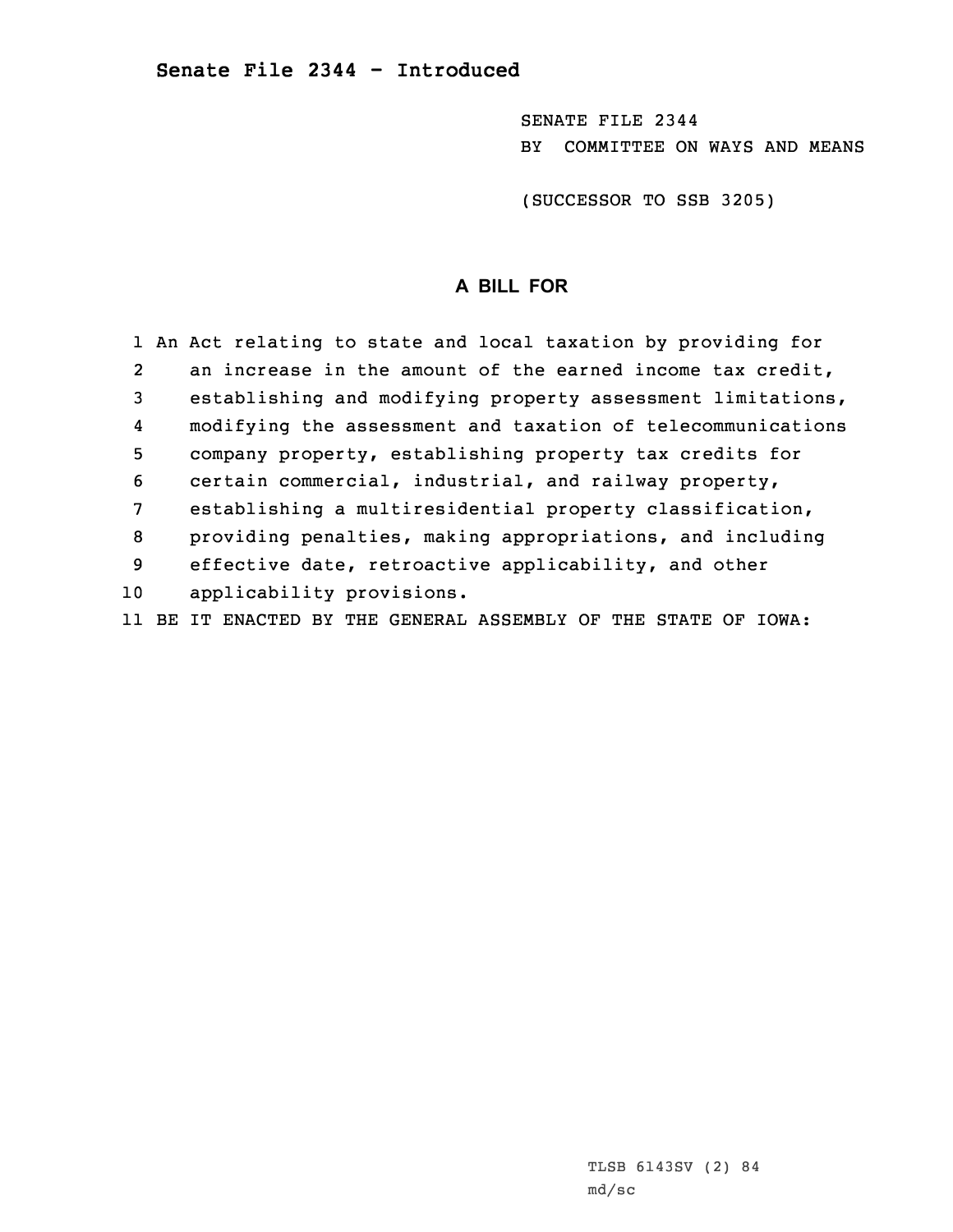# Senate File 2344 - Introduced

SENATE FILE 2344
BY COMMITTEE ON WAYS AND MEANS

(SUCCESSOR TO SSB 3205)

## A BILL FOR

1 An Act relating to state and local taxation by providing for
2 an increase in the amount of the earned income tax credit,
3 establishing and modifying property assessment limitations,
4 modifying the assessment and taxation of telecommunications
5 company property, establishing property tax credits for
6 certain commercial, industrial, and railway property,
7 establishing a multiresidential property classification,
8 providing penalties, making appropriations, and including
9 effective date, retroactive applicability, and other
10 applicability provisions.
11 BE IT ENACTED BY THE GENERAL ASSEMBLY OF THE STATE OF IOWA:

TLSB 6143SV (2) 84
md/sc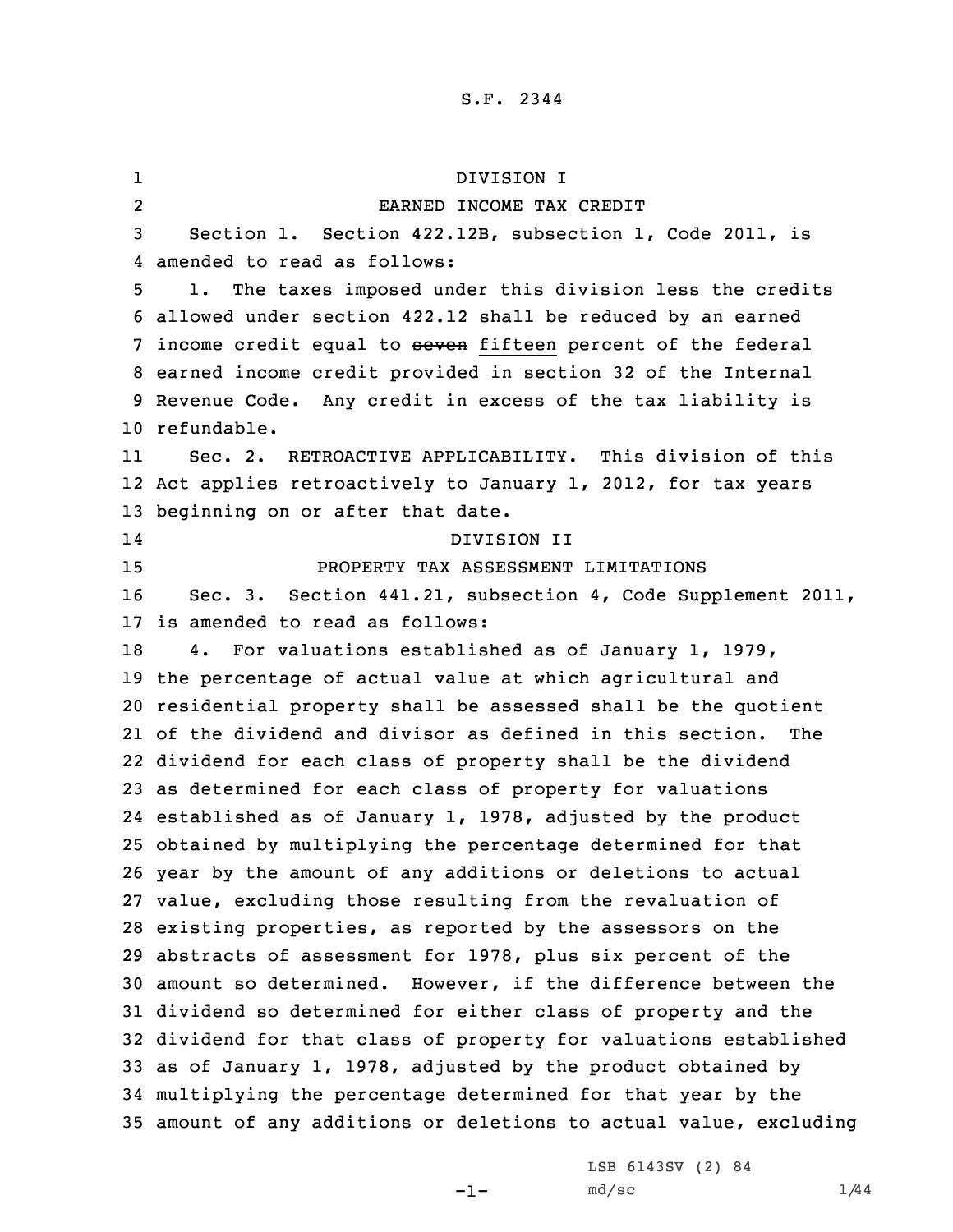S.F. 2344

DIVISION I

EARNED INCOME TAX CREDIT

Section 1. Section 422.12B, subsection 1, Code 2011, is amended to read as follows:

1. The taxes imposed under this division less the credits allowed under section 422.12 shall be reduced by an earned income credit equal to ~~seven~~ fifteen percent of the federal earned income credit provided in section 32 of the Internal Revenue Code. Any credit in excess of the tax liability is refundable.

Sec. 2. RETROACTIVE APPLICABILITY. This division of this Act applies retroactively to January 1, 2012, for tax years beginning on or after that date.

DIVISION II

PROPERTY TAX ASSESSMENT LIMITATIONS

Sec. 3. Section 441.21, subsection 4, Code Supplement 2011, is amended to read as follows:

4. For valuations established as of January 1, 1979, the percentage of actual value at which agricultural and residential property shall be assessed shall be the quotient of the dividend and divisor as defined in this section. The dividend for each class of property shall be the dividend as determined for each class of property for valuations established as of January 1, 1978, adjusted by the product obtained by multiplying the percentage determined for that year by the amount of any additions or deletions to actual value, excluding those resulting from the revaluation of existing properties, as reported by the assessors on the abstracts of assessment for 1978, plus six percent of the amount so determined. However, if the difference between the dividend so determined for either class of property and the dividend for that class of property for valuations established as of January 1, 1978, adjusted by the product obtained by multiplying the percentage determined for that year by the amount of any additions or deletions to actual value, excluding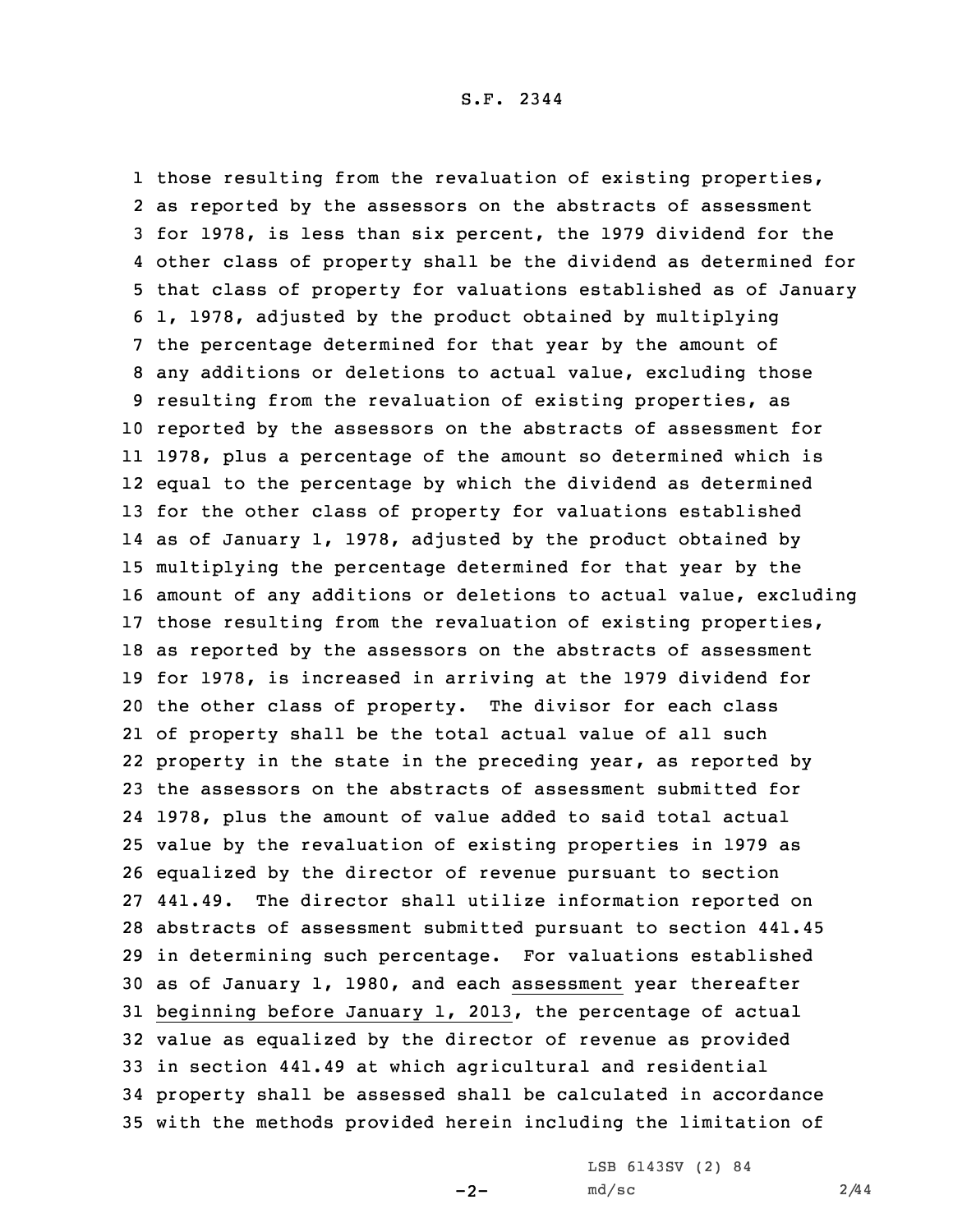those resulting from the revaluation of existing properties, as reported by the assessors on the abstracts of assessment for 1978, is less than six percent, the 1979 dividend for the other class of property shall be the dividend as determined for that class of property for valuations established as of January 1, 1978, adjusted by the product obtained by multiplying the percentage determined for that year by the amount of any additions or deletions to actual value, excluding those resulting from the revaluation of existing properties, as reported by the assessors on the abstracts of assessment for 1978, plus a percentage of the amount so determined which is equal to the percentage by which the dividend as determined for the other class of property for valuations established as of January 1, 1978, adjusted by the product obtained by multiplying the percentage determined for that year by the amount of any additions or deletions to actual value, excluding those resulting from the revaluation of existing properties, as reported by the assessors on the abstracts of assessment for 1978, is increased in arriving at the 1979 dividend for the other class of property. The divisor for each class of property shall be the total actual value of all such property in the state in the preceding year, as reported by the assessors on the abstracts of assessment submitted for 1978, plus the amount of value added to said total actual value by the revaluation of existing properties in 1979 as equalized by the director of revenue pursuant to section 441.49. The director shall utilize information reported on abstracts of assessment submitted pursuant to section 441.45 in determining such percentage. For valuations established as of January 1, 1980, and each assessment year thereafter beginning before January 1, 2013, the percentage of actual value as equalized by the director of revenue as provided in section 441.49 at which agricultural and residential property shall be assessed shall be calculated in accordance with the methods provided herein including the limitation of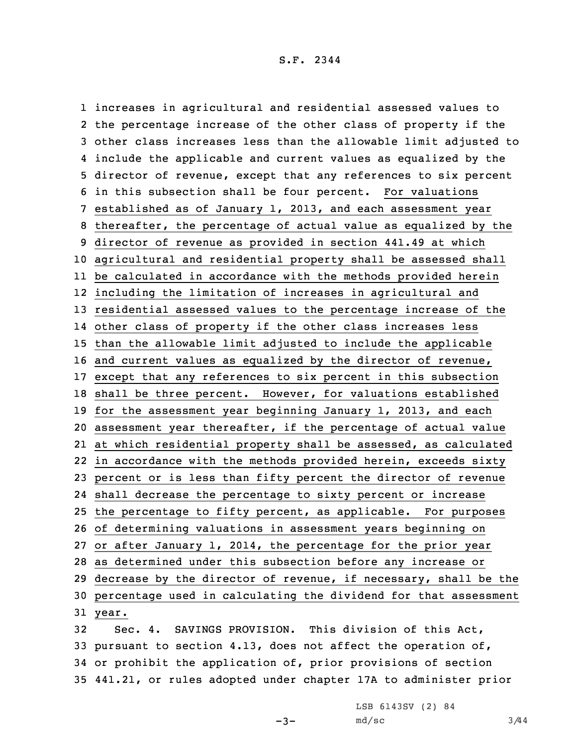increases in agricultural and residential assessed values to the percentage increase of the other class of property if the other class increases less than the allowable limit adjusted to include the applicable and current values as equalized by the director of revenue, except that any references to six percent in this subsection shall be four percent. For valuations established as of January 1, 2013, and each assessment year thereafter, the percentage of actual value as equalized by the director of revenue as provided in section 441.49 at which agricultural and residential property shall be assessed shall be calculated in accordance with the methods provided herein including the limitation of increases in agricultural and residential assessed values to the percentage increase of the other class of property if the other class increases less than the allowable limit adjusted to include the applicable and current values as equalized by the director of revenue, except that any references to six percent in this subsection shall be three percent. However, for valuations established for the assessment year beginning January 1, 2013, and each assessment year thereafter, if the percentage of actual value at which residential property shall be assessed, as calculated in accordance with the methods provided herein, exceeds sixty percent or is less than fifty percent the director of revenue shall decrease the percentage to sixty percent or increase the percentage to fifty percent, as applicable. For purposes of determining valuations in assessment years beginning on or after January 1, 2014, the percentage for the prior year as determined under this subsection before any increase or decrease by the director of revenue, if necessary, shall be the percentage used in calculating the dividend for that assessment year.

Sec. 4. SAVINGS PROVISION. This division of this Act, pursuant to section 4.13, does not affect the operation of, or prohibit the application of, prior provisions of section 441.21, or rules adopted under chapter 17A to administer prior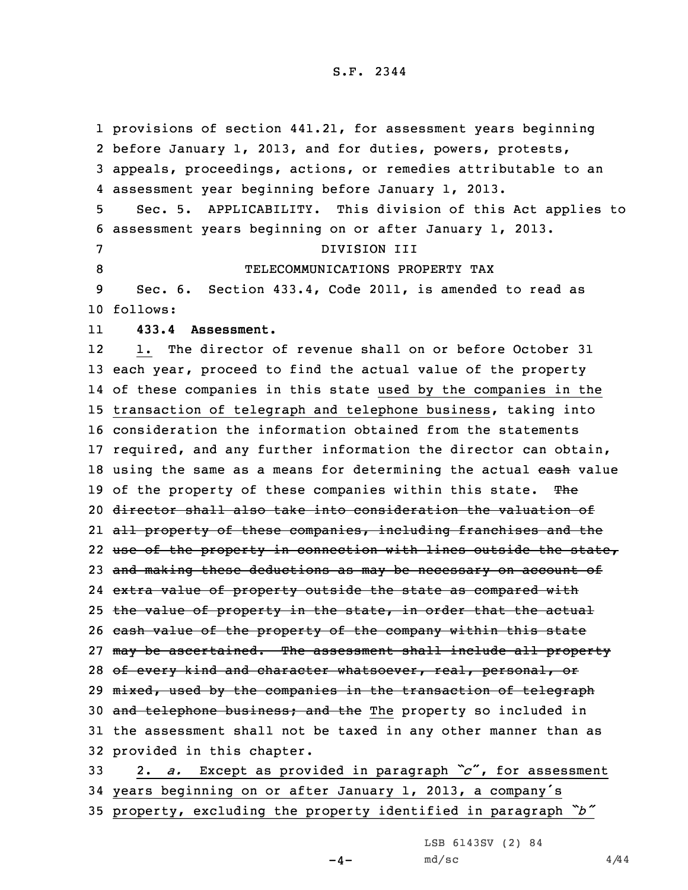provisions of section 441.21, for assessment years beginning before January 1, 2013, and for duties, powers, protests, appeals, proceedings, actions, or remedies attributable to an assessment year beginning before January 1, 2013.

Sec. 5. APPLICABILITY. This division of this Act applies to assessment years beginning on or after January 1, 2013.

DIVISION III

TELECOMMUNICATIONS PROPERTY TAX

Sec. 6. Section 433.4, Code 2011, is amended to read as follows:

**433.4 Assessment.**

1. The director of revenue shall on or before October 31 each year, proceed to find the actual value of the property of these companies in this state used by the companies in the transaction of telegraph and telephone business, taking into consideration the information obtained from the statements required, and any further information the director can obtain, using the same as a means for determining the actual ~~cash~~ value of the property of these companies within this state. ~~The director shall also take into consideration the valuation of all property of these companies, including franchises and the use of the property in connection with lines outside the state, and making these deductions as may be necessary on account of extra value of property outside the state as compared with the value of property in the state, in order that the actual cash value of the property of the company within this state may be ascertained. The assessment shall include all property of every kind and character whatsoever, real, personal, or mixed, used by the companies in the transaction of telegraph and telephone business; and the~~ The property so included in the assessment shall not be taxed in any other manner than as provided in this chapter.

2. *a.* Except as provided in paragraph *"c"*, for assessment years beginning on or after January 1, 2013, a company's property, excluding the property identified in paragraph *"b"*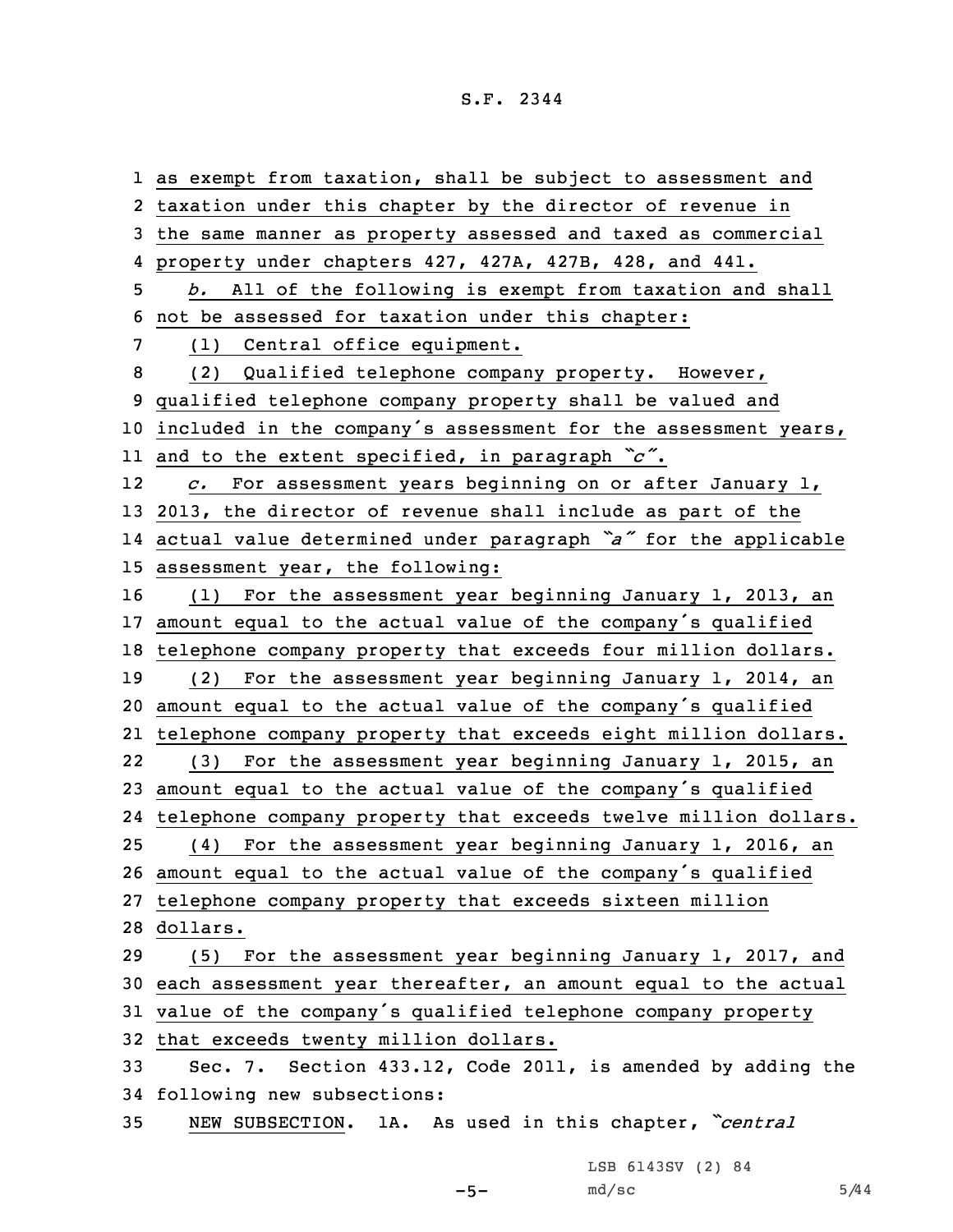as exempt from taxation, shall be subject to assessment and taxation under this chapter by the director of revenue in the same manner as property assessed and taxed as commercial property under chapters 427, 427A, 427B, 428, and 441.

*b.* All of the following is exempt from taxation and shall not be assessed for taxation under this chapter:

(1) Central office equipment.

(2) Qualified telephone company property. However, qualified telephone company property shall be valued and included in the company's assessment for the assessment years, and to the extent specified, in paragraph *"c"*.

*c.* For assessment years beginning on or after January 1, 2013, the director of revenue shall include as part of the actual value determined under paragraph *"a"* for the applicable assessment year, the following:

(1) For the assessment year beginning January 1, 2013, an amount equal to the actual value of the company's qualified telephone company property that exceeds four million dollars.

(2) For the assessment year beginning January 1, 2014, an amount equal to the actual value of the company's qualified telephone company property that exceeds eight million dollars.

(3) For the assessment year beginning January 1, 2015, an amount equal to the actual value of the company's qualified telephone company property that exceeds twelve million dollars.

(4) For the assessment year beginning January 1, 2016, an amount equal to the actual value of the company's qualified telephone company property that exceeds sixteen million dollars.

(5) For the assessment year beginning January 1, 2017, and each assessment year thereafter, an amount equal to the actual value of the company's qualified telephone company property that exceeds twenty million dollars.

Sec. 7. Section 433.12, Code 2011, is amended by adding the following new subsections:

NEW SUBSECTION. 1A. As used in this chapter, *"central*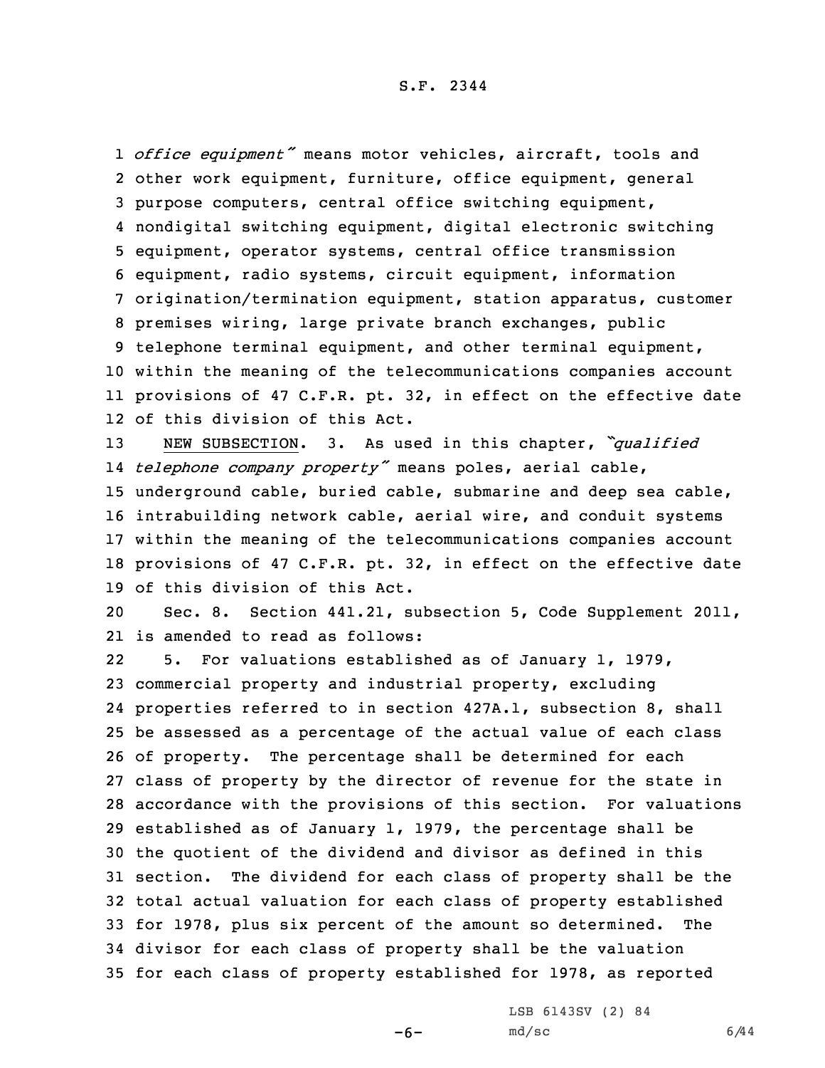*office equipment"* means motor vehicles, aircraft, tools and other work equipment, furniture, office equipment, general purpose computers, central office switching equipment, nondigital switching equipment, digital electronic switching equipment, operator systems, central office transmission equipment, radio systems, circuit equipment, information origination/termination equipment, station apparatus, customer premises wiring, large private branch exchanges, public telephone terminal equipment, and other terminal equipment, within the meaning of the telecommunications companies account provisions of 47 C.F.R. pt. 32, in effect on the effective date of this division of this Act.

NEW SUBSECTION. 3. As used in this chapter, *"qualified telephone company property"* means poles, aerial cable, underground cable, buried cable, submarine and deep sea cable, intrabuilding network cable, aerial wire, and conduit systems within the meaning of the telecommunications companies account provisions of 47 C.F.R. pt. 32, in effect on the effective date of this division of this Act.

Sec. 8. Section 441.21, subsection 5, Code Supplement 2011, is amended to read as follows:

5. For valuations established as of January 1, 1979, commercial property and industrial property, excluding properties referred to in section 427A.1, subsection 8, shall be assessed as a percentage of the actual value of each class of property. The percentage shall be determined for each class of property by the director of revenue for the state in accordance with the provisions of this section. For valuations established as of January 1, 1979, the percentage shall be the quotient of the dividend and divisor as defined in this section. The dividend for each class of property shall be the total actual valuation for each class of property established for 1978, plus six percent of the amount so determined. The divisor for each class of property shall be the valuation for each class of property established for 1978, as reported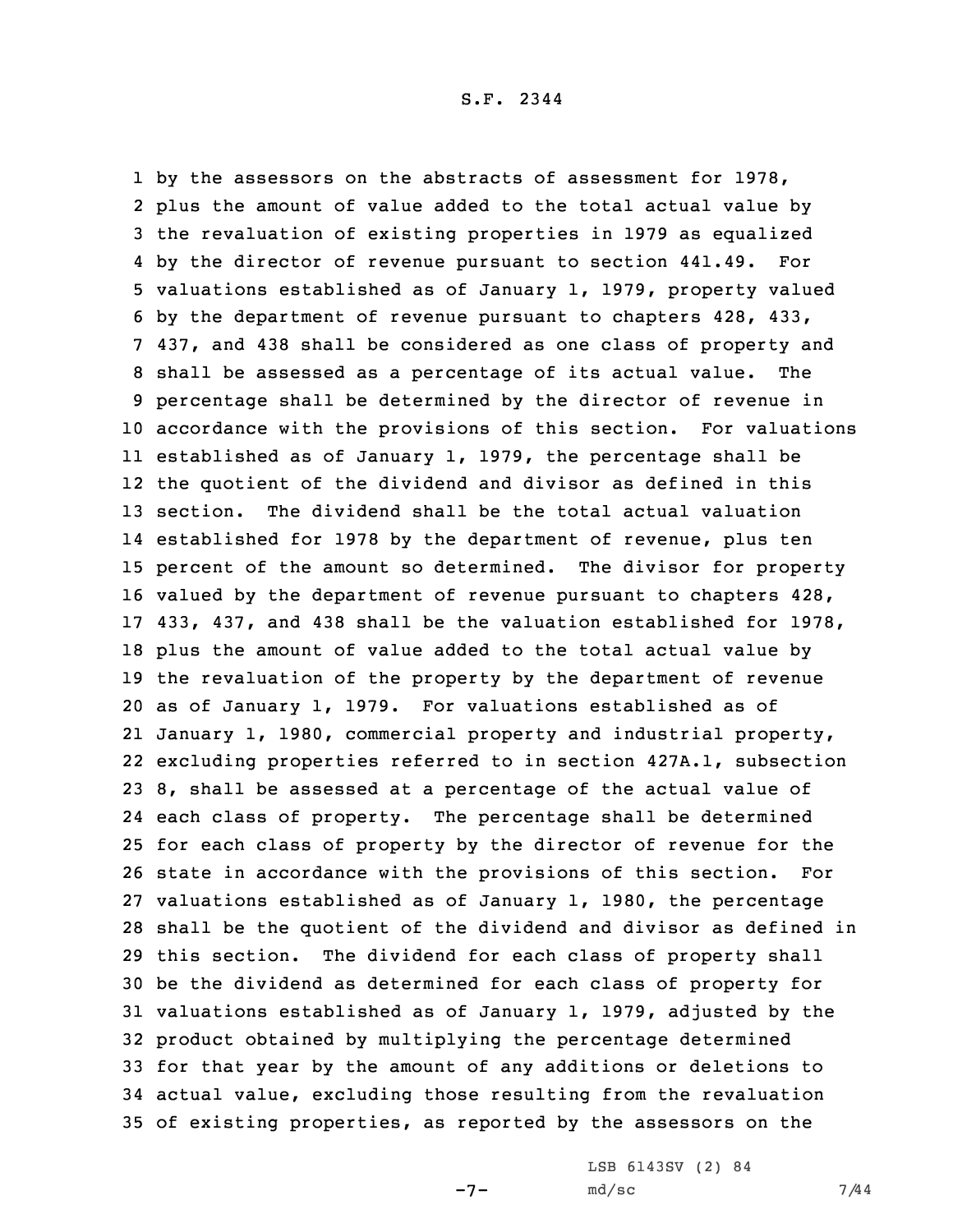by the assessors on the abstracts of assessment for 1978, plus the amount of value added to the total actual value by the revaluation of existing properties in 1979 as equalized by the director of revenue pursuant to section 441.49. For valuations established as of January 1, 1979, property valued by the department of revenue pursuant to chapters 428, 433, 437, and 438 shall be considered as one class of property and shall be assessed as a percentage of its actual value. The percentage shall be determined by the director of revenue in accordance with the provisions of this section. For valuations established as of January 1, 1979, the percentage shall be the quotient of the dividend and divisor as defined in this section. The dividend shall be the total actual valuation established for 1978 by the department of revenue, plus ten percent of the amount so determined. The divisor for property valued by the department of revenue pursuant to chapters 428, 433, 437, and 438 shall be the valuation established for 1978, plus the amount of value added to the total actual value by the revaluation of the property by the department of revenue as of January 1, 1979. For valuations established as of January 1, 1980, commercial property and industrial property, excluding properties referred to in section 427A.1, subsection 8, shall be assessed at a percentage of the actual value of each class of property. The percentage shall be determined for each class of property by the director of revenue for the state in accordance with the provisions of this section. For valuations established as of January 1, 1980, the percentage shall be the quotient of the dividend and divisor as defined in this section. The dividend for each class of property shall be the dividend as determined for each class of property for valuations established as of January 1, 1979, adjusted by the product obtained by multiplying the percentage determined for that year by the amount of any additions or deletions to actual value, excluding those resulting from the revaluation of existing properties, as reported by the assessors on the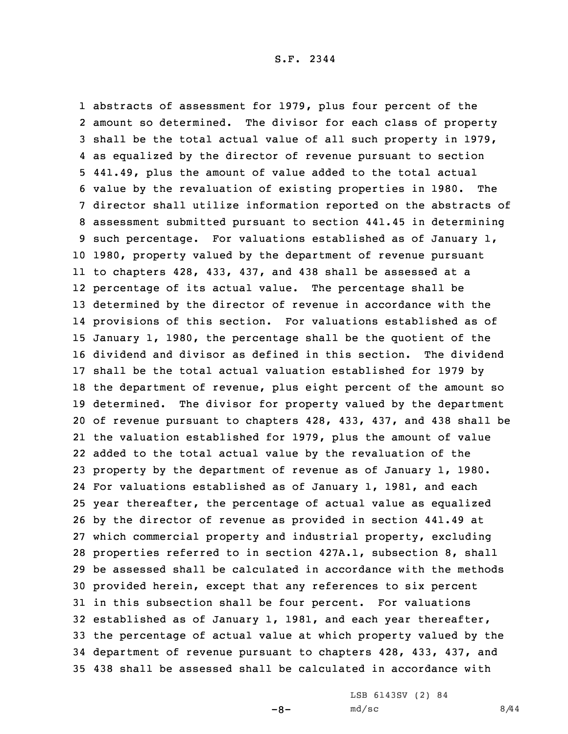abstracts of assessment for 1979, plus four percent of the amount so determined. The divisor for each class of property shall be the total actual value of all such property in 1979, as equalized by the director of revenue pursuant to section 441.49, plus the amount of value added to the total actual value by the revaluation of existing properties in 1980. The director shall utilize information reported on the abstracts of assessment submitted pursuant to section 441.45 in determining such percentage. For valuations established as of January 1, 1980, property valued by the department of revenue pursuant to chapters 428, 433, 437, and 438 shall be assessed at a percentage of its actual value. The percentage shall be determined by the director of revenue in accordance with the provisions of this section. For valuations established as of January 1, 1980, the percentage shall be the quotient of the dividend and divisor as defined in this section. The dividend shall be the total actual valuation established for 1979 by the department of revenue, plus eight percent of the amount so determined. The divisor for property valued by the department of revenue pursuant to chapters 428, 433, 437, and 438 shall be the valuation established for 1979, plus the amount of value added to the total actual value by the revaluation of the property by the department of revenue as of January 1, 1980. For valuations established as of January 1, 1981, and each year thereafter, the percentage of actual value as equalized by the director of revenue as provided in section 441.49 at which commercial property and industrial property, excluding properties referred to in section 427A.1, subsection 8, shall be assessed shall be calculated in accordance with the methods provided herein, except that any references to six percent in this subsection shall be four percent. For valuations established as of January 1, 1981, and each year thereafter, the percentage of actual value at which property valued by the department of revenue pursuant to chapters 428, 433, 437, and 438 shall be assessed shall be calculated in accordance with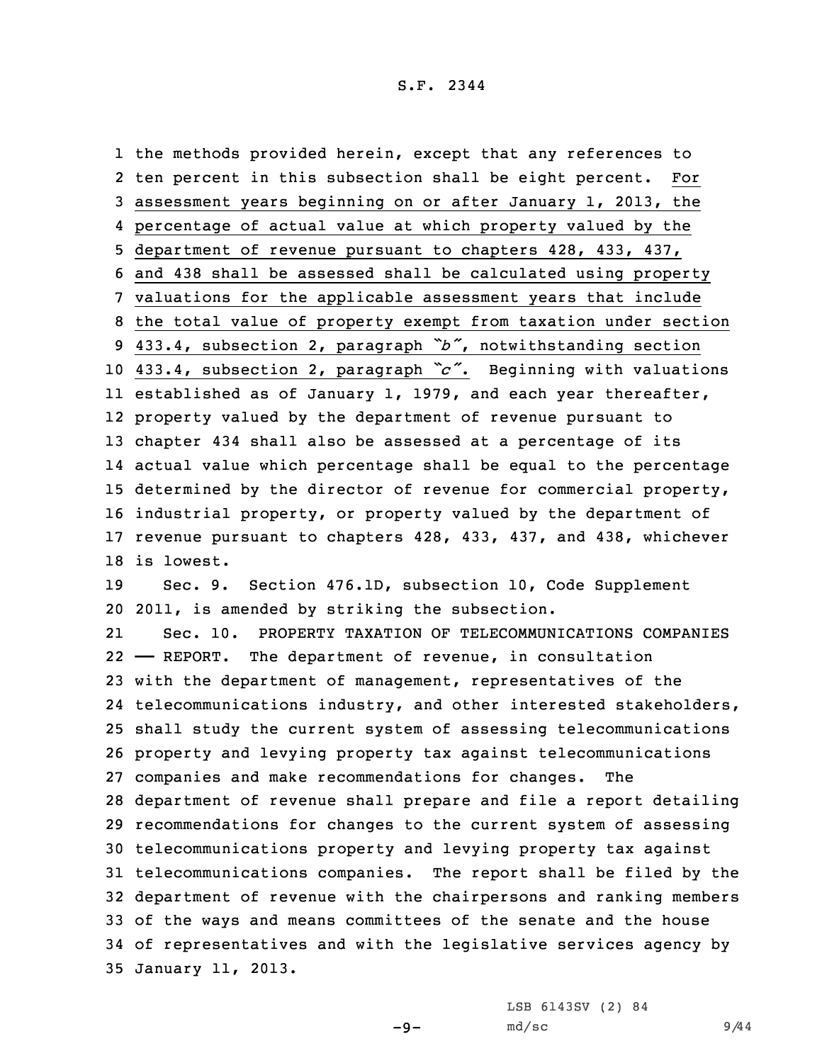the methods provided herein, except that any references to ten percent in this subsection shall be eight percent. For assessment years beginning on or after January 1, 2013, the percentage of actual value at which property valued by the department of revenue pursuant to chapters 428, 433, 437, and 438 shall be assessed shall be calculated using property valuations for the applicable assessment years that include the total value of property exempt from taxation under section 433.4, subsection 2, paragraph *"b"*, notwithstanding section 433.4, subsection 2, paragraph *"c"*. Beginning with valuations established as of January 1, 1979, and each year thereafter, property valued by the department of revenue pursuant to chapter 434 shall also be assessed at a percentage of its actual value which percentage shall be equal to the percentage determined by the director of revenue for commercial property, industrial property, or property valued by the department of revenue pursuant to chapters 428, 433, 437, and 438, whichever is lowest.

Sec. 9. Section 476.1D, subsection 10, Code Supplement 2011, is amended by striking the subsection.

Sec. 10. PROPERTY TAXATION OF TELECOMMUNICATIONS COMPANIES —— REPORT. The department of revenue, in consultation with the department of management, representatives of the telecommunications industry, and other interested stakeholders, shall study the current system of assessing telecommunications property and levying property tax against telecommunications companies and make recommendations for changes. The department of revenue shall prepare and file a report detailing recommendations for changes to the current system of assessing telecommunications property and levying property tax against telecommunications companies. The report shall be filed by the department of revenue with the chairpersons and ranking members of the ways and means committees of the senate and the house of representatives and with the legislative services agency by January 11, 2013.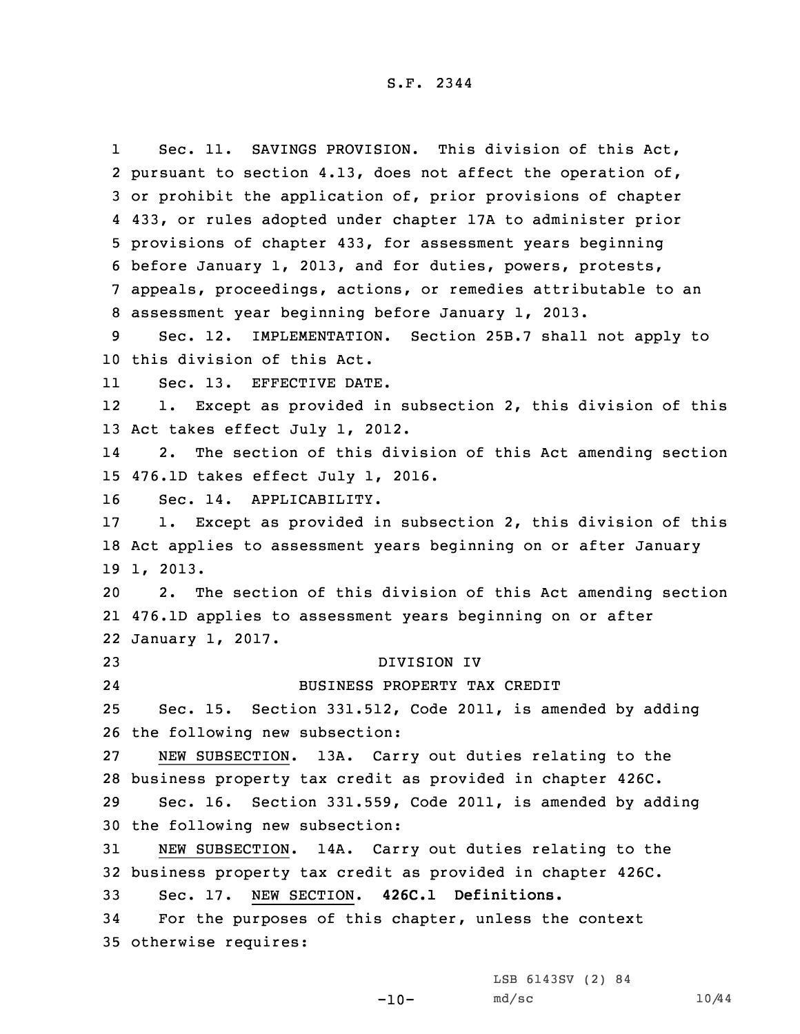Sec. 11. SAVINGS PROVISION. This division of this Act, pursuant to section 4.13, does not affect the operation of, or prohibit the application of, prior provisions of chapter 433, or rules adopted under chapter 17A to administer prior provisions of chapter 433, for assessment years beginning before January 1, 2013, and for duties, powers, protests, appeals, proceedings, actions, or remedies attributable to an assessment year beginning before January 1, 2013.

Sec. 12. IMPLEMENTATION. Section 25B.7 shall not apply to this division of this Act.

Sec. 13. EFFECTIVE DATE.

1. Except as provided in subsection 2, this division of this Act takes effect July 1, 2012.

2. The section of this division of this Act amending section 476.1D takes effect July 1, 2016.

Sec. 14. APPLICABILITY.

1. Except as provided in subsection 2, this division of this Act applies to assessment years beginning on or after January 1, 2013.

2. The section of this division of this Act amending section 476.1D applies to assessment years beginning on or after January 1, 2017.

## DIVISION IV
## BUSINESS PROPERTY TAX CREDIT

Sec. 15. Section 331.512, Code 2011, is amended by adding the following new subsection:

NEW SUBSECTION. 13A. Carry out duties relating to the business property tax credit as provided in chapter 426C.

Sec. 16. Section 331.559, Code 2011, is amended by adding the following new subsection:

NEW SUBSECTION. 14A. Carry out duties relating to the business property tax credit as provided in chapter 426C.

Sec. 17. NEW SECTION. **426C.1 Definitions.**

For the purposes of this chapter, unless the context otherwise requires: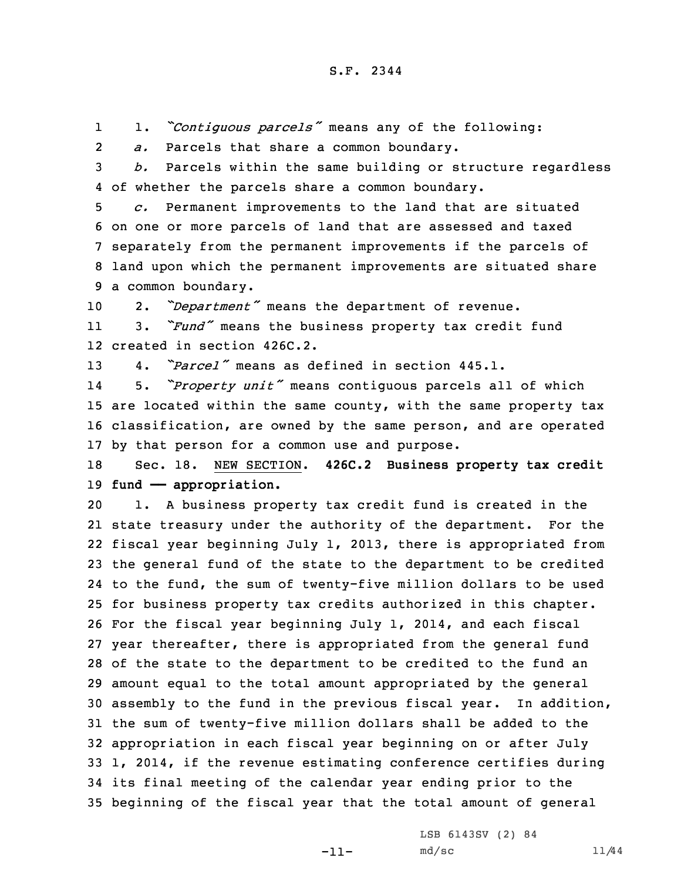1. *"Contiguous parcels"* means any of the following:

*a.* Parcels that share a common boundary.

*b.* Parcels within the same building or structure regardless of whether the parcels share a common boundary.

*c.* Permanent improvements to the land that are situated on one or more parcels of land that are assessed and taxed separately from the permanent improvements if the parcels of land upon which the permanent improvements are situated share a common boundary.

2. *"Department"* means the department of revenue.

3. *"Fund"* means the business property tax credit fund created in section 426C.2.

4. *"Parcel"* means as defined in section 445.1.

5. *"Property unit"* means contiguous parcels all of which are located within the same county, with the same property tax classification, are owned by the same person, and are operated by that person for a common use and purpose.

Sec. 18. NEW SECTION. **426C.2 Business property tax credit fund —— appropriation.**

1. A business property tax credit fund is created in the state treasury under the authority of the department. For the fiscal year beginning July 1, 2013, there is appropriated from the general fund of the state to the department to be credited to the fund, the sum of twenty-five million dollars to be used for business property tax credits authorized in this chapter. For the fiscal year beginning July 1, 2014, and each fiscal year thereafter, there is appropriated from the general fund of the state to the department to be credited to the fund an amount equal to the total amount appropriated by the general assembly to the fund in the previous fiscal year. In addition, the sum of twenty-five million dollars shall be added to the appropriation in each fiscal year beginning on or after July 1, 2014, if the revenue estimating conference certifies during its final meeting of the calendar year ending prior to the beginning of the fiscal year that the total amount of general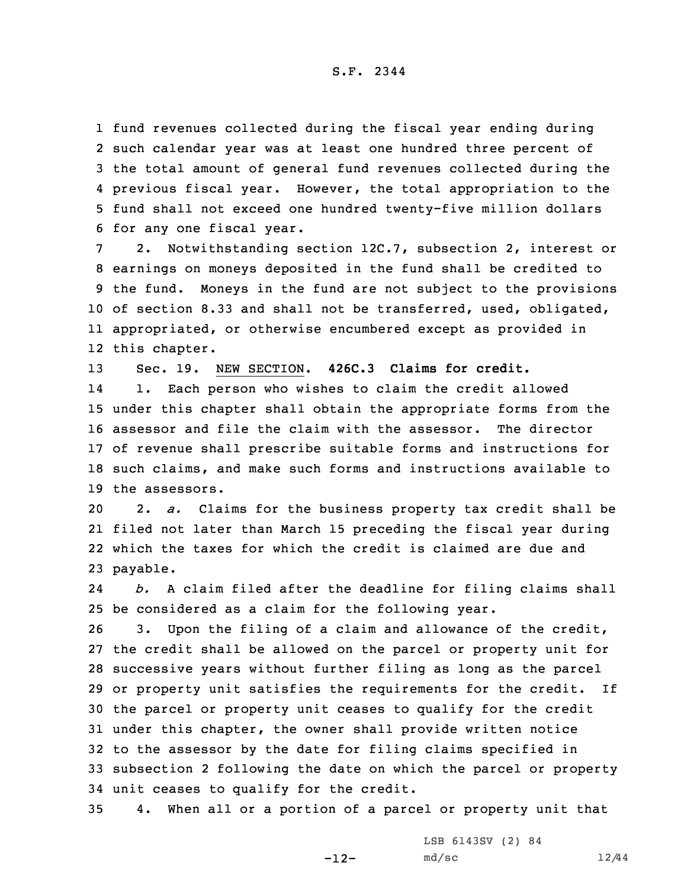fund revenues collected during the fiscal year ending during such calendar year was at least one hundred three percent of the total amount of general fund revenues collected during the previous fiscal year. However, the total appropriation to the fund shall not exceed one hundred twenty-five million dollars for any one fiscal year.

2. Notwithstanding section 12C.7, subsection 2, interest or earnings on moneys deposited in the fund shall be credited to the fund. Moneys in the fund are not subject to the provisions of section 8.33 and shall not be transferred, used, obligated, appropriated, or otherwise encumbered except as provided in this chapter.

Sec. 19. NEW SECTION. **426C.3 Claims for credit.**

1. Each person who wishes to claim the credit allowed under this chapter shall obtain the appropriate forms from the assessor and file the claim with the assessor. The director of revenue shall prescribe suitable forms and instructions for such claims, and make such forms and instructions available to the assessors.

2. *a.* Claims for the business property tax credit shall be filed not later than March 15 preceding the fiscal year during which the taxes for which the credit is claimed are due and payable.

*b.* A claim filed after the deadline for filing claims shall be considered as a claim for the following year.

3. Upon the filing of a claim and allowance of the credit, the credit shall be allowed on the parcel or property unit for successive years without further filing as long as the parcel or property unit satisfies the requirements for the credit. If the parcel or property unit ceases to qualify for the credit under this chapter, the owner shall provide written notice to the assessor by the date for filing claims specified in subsection 2 following the date on which the parcel or property unit ceases to qualify for the credit.

4. When all or a portion of a parcel or property unit that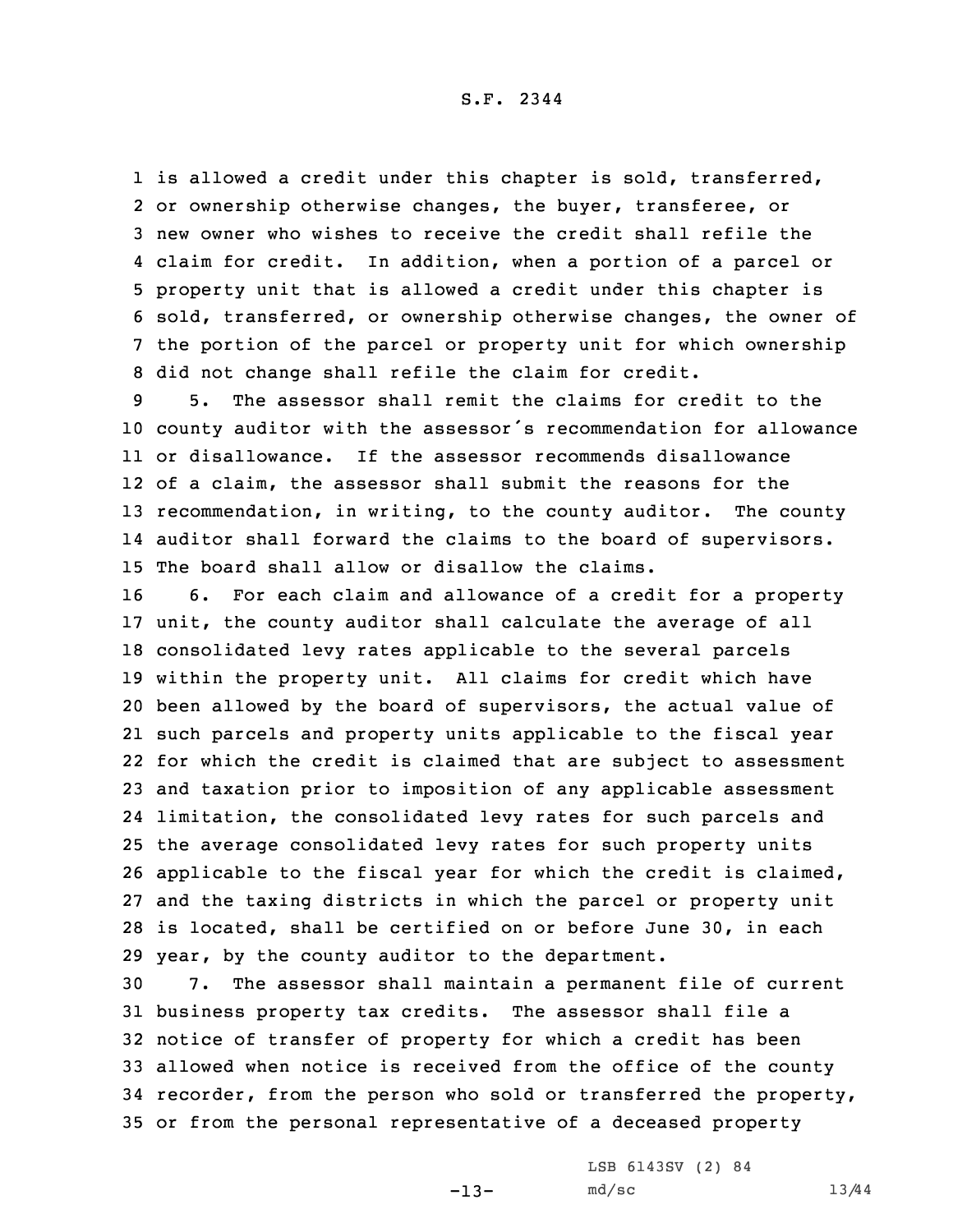is allowed a credit under this chapter is sold, transferred, or ownership otherwise changes, the buyer, transferee, or new owner who wishes to receive the credit shall refile the claim for credit. In addition, when a portion of a parcel or property unit that is allowed a credit under this chapter is sold, transferred, or ownership otherwise changes, the owner of the portion of the parcel or property unit for which ownership did not change shall refile the claim for credit.

5. The assessor shall remit the claims for credit to the county auditor with the assessor's recommendation for allowance or disallowance. If the assessor recommends disallowance of a claim, the assessor shall submit the reasons for the recommendation, in writing, to the county auditor. The county auditor shall forward the claims to the board of supervisors. The board shall allow or disallow the claims.

6. For each claim and allowance of a credit for a property unit, the county auditor shall calculate the average of all consolidated levy rates applicable to the several parcels within the property unit. All claims for credit which have been allowed by the board of supervisors, the actual value of such parcels and property units applicable to the fiscal year for which the credit is claimed that are subject to assessment and taxation prior to imposition of any applicable assessment limitation, the consolidated levy rates for such parcels and the average consolidated levy rates for such property units applicable to the fiscal year for which the credit is claimed, and the taxing districts in which the parcel or property unit is located, shall be certified on or before June 30, in each year, by the county auditor to the department.

7. The assessor shall maintain a permanent file of current business property tax credits. The assessor shall file a notice of transfer of property for which a credit has been allowed when notice is received from the office of the county recorder, from the person who sold or transferred the property, or from the personal representative of a deceased property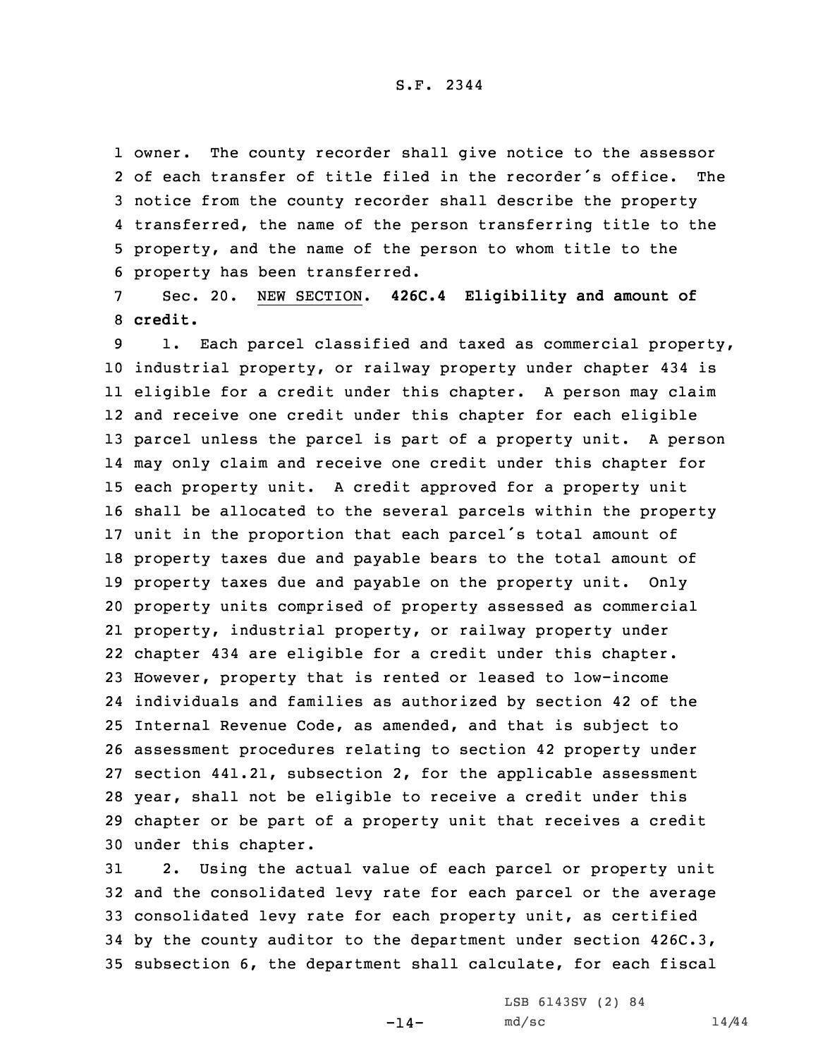owner. The county recorder shall give notice to the assessor of each transfer of title filed in the recorder's office. The notice from the county recorder shall describe the property transferred, the name of the person transferring title to the property, and the name of the person to whom title to the property has been transferred.

Sec. 20. NEW SECTION. **426C.4 Eligibility and amount of credit.**

1. Each parcel classified and taxed as commercial property, industrial property, or railway property under chapter 434 is eligible for a credit under this chapter. A person may claim and receive one credit under this chapter for each eligible parcel unless the parcel is part of a property unit. A person may only claim and receive one credit under this chapter for each property unit. A credit approved for a property unit shall be allocated to the several parcels within the property unit in the proportion that each parcel's total amount of property taxes due and payable bears to the total amount of property taxes due and payable on the property unit. Only property units comprised of property assessed as commercial property, industrial property, or railway property under chapter 434 are eligible for a credit under this chapter. However, property that is rented or leased to low-income individuals and families as authorized by section 42 of the Internal Revenue Code, as amended, and that is subject to assessment procedures relating to section 42 property under section 441.21, subsection 2, for the applicable assessment year, shall not be eligible to receive a credit under this chapter or be part of a property unit that receives a credit under this chapter.

2. Using the actual value of each parcel or property unit and the consolidated levy rate for each parcel or the average consolidated levy rate for each property unit, as certified by the county auditor to the department under section 426C.3, subsection 6, the department shall calculate, for each fiscal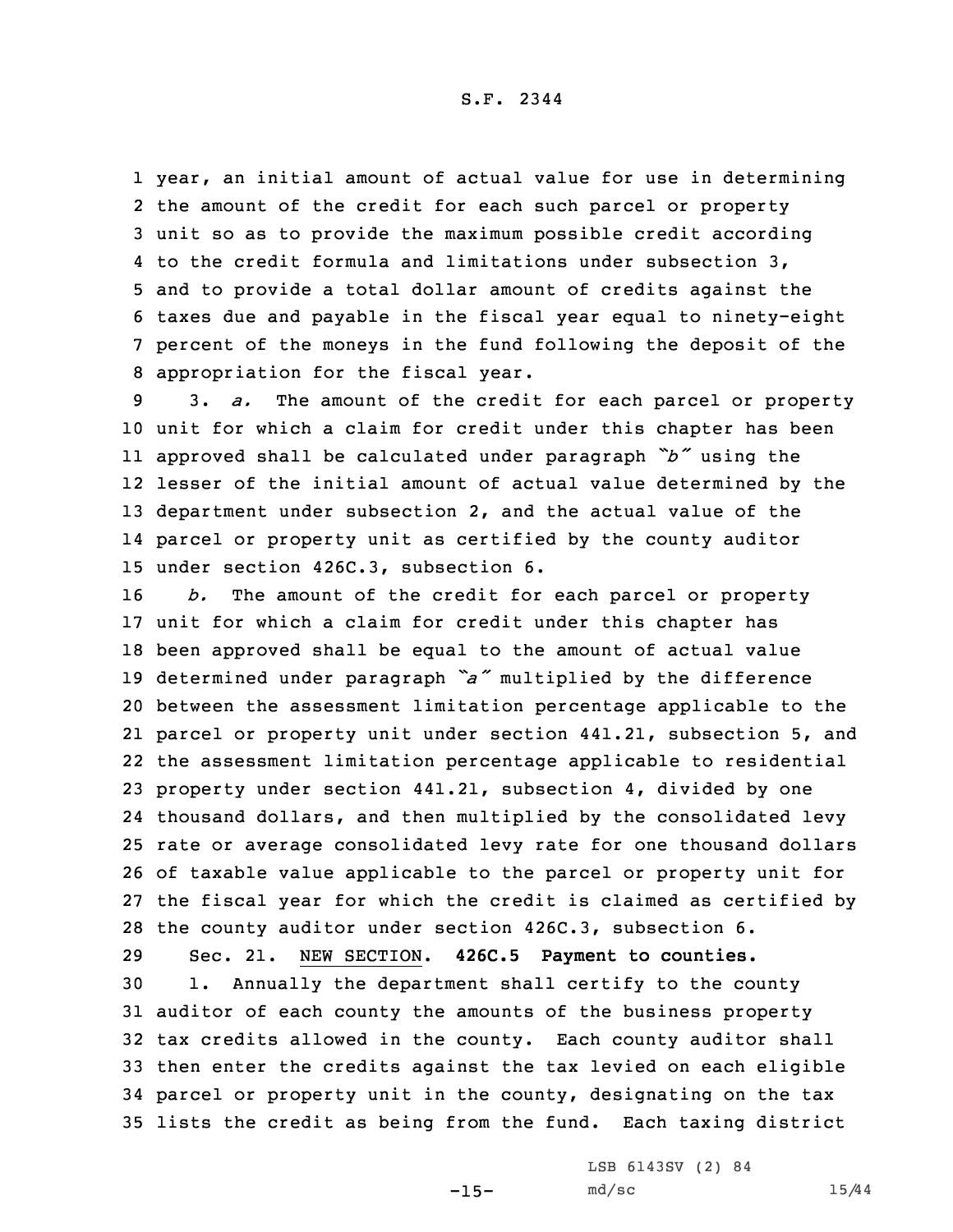year, an initial amount of actual value for use in determining the amount of the credit for each such parcel or property unit so as to provide the maximum possible credit according to the credit formula and limitations under subsection 3, and to provide a total dollar amount of credits against the taxes due and payable in the fiscal year equal to ninety-eight percent of the moneys in the fund following the deposit of the appropriation for the fiscal year.

3. *a.* The amount of the credit for each parcel or property unit for which a claim for credit under this chapter has been approved shall be calculated under paragraph *"b"* using the lesser of the initial amount of actual value determined by the department under subsection 2, and the actual value of the parcel or property unit as certified by the county auditor under section 426C.3, subsection 6.

*b.* The amount of the credit for each parcel or property unit for which a claim for credit under this chapter has been approved shall be equal to the amount of actual value determined under paragraph *"a"* multiplied by the difference between the assessment limitation percentage applicable to the parcel or property unit under section 441.21, subsection 5, and the assessment limitation percentage applicable to residential property under section 441.21, subsection 4, divided by one thousand dollars, and then multiplied by the consolidated levy rate or average consolidated levy rate for one thousand dollars of taxable value applicable to the parcel or property unit for the fiscal year for which the credit is claimed as certified by the county auditor under section 426C.3, subsection 6.

Sec. 21. NEW SECTION. **426C.5 Payment to counties.**

1. Annually the department shall certify to the county auditor of each county the amounts of the business property tax credits allowed in the county. Each county auditor shall then enter the credits against the tax levied on each eligible parcel or property unit in the county, designating on the tax lists the credit as being from the fund. Each taxing district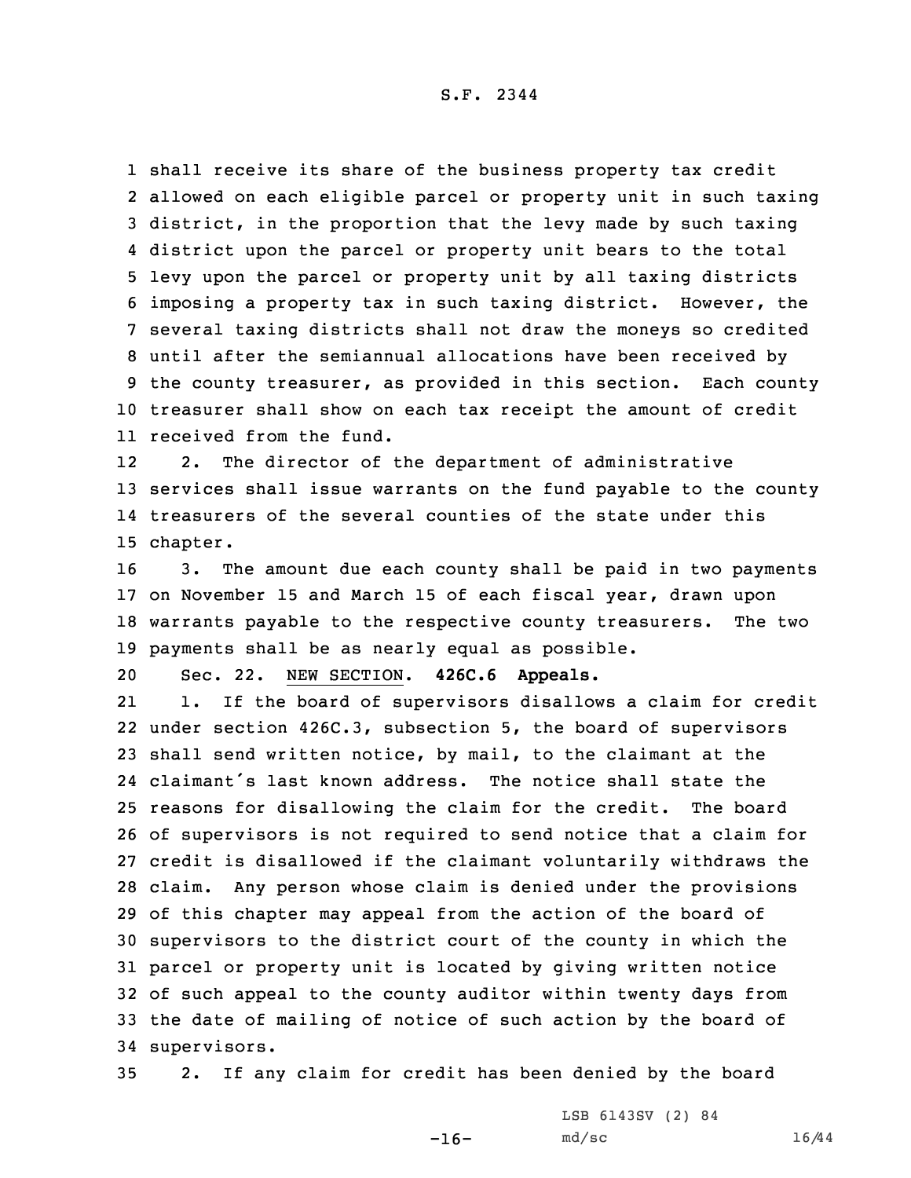shall receive its share of the business property tax credit allowed on each eligible parcel or property unit in such taxing district, in the proportion that the levy made by such taxing district upon the parcel or property unit bears to the total levy upon the parcel or property unit by all taxing districts imposing a property tax in such taxing district. However, the several taxing districts shall not draw the moneys so credited until after the semiannual allocations have been received by the county treasurer, as provided in this section. Each county treasurer shall show on each tax receipt the amount of credit received from the fund.

2. The director of the department of administrative services shall issue warrants on the fund payable to the county treasurers of the several counties of the state under this chapter.

3. The amount due each county shall be paid in two payments on November 15 and March 15 of each fiscal year, drawn upon warrants payable to the respective county treasurers. The two payments shall be as nearly equal as possible.

Sec. 22. NEW SECTION. **426C.6 Appeals.**

1. If the board of supervisors disallows a claim for credit under section 426C.3, subsection 5, the board of supervisors shall send written notice, by mail, to the claimant at the claimant's last known address. The notice shall state the reasons for disallowing the claim for the credit. The board of supervisors is not required to send notice that a claim for credit is disallowed if the claimant voluntarily withdraws the claim. Any person whose claim is denied under the provisions of this chapter may appeal from the action of the board of supervisors to the district court of the county in which the parcel or property unit is located by giving written notice of such appeal to the county auditor within twenty days from the date of mailing of notice of such action by the board of supervisors.

2. If any claim for credit has been denied by the board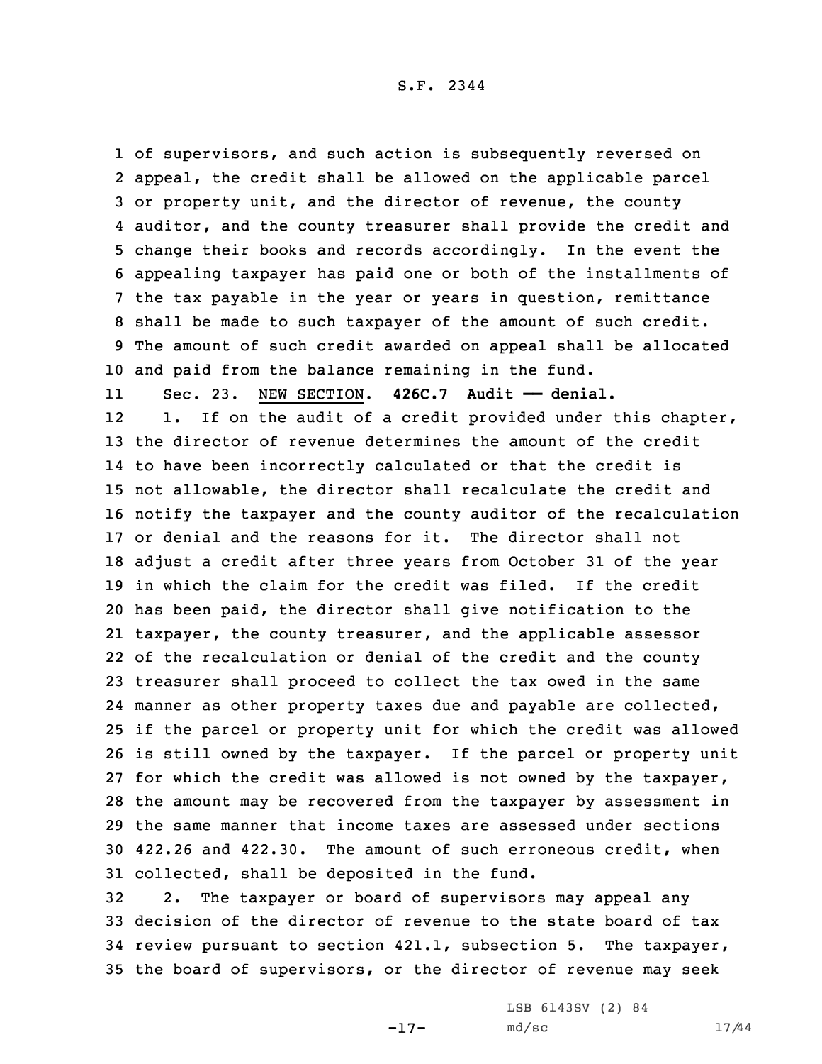of supervisors, and such action is subsequently reversed on appeal, the credit shall be allowed on the applicable parcel or property unit, and the director of revenue, the county auditor, and the county treasurer shall provide the credit and change their books and records accordingly. In the event the appealing taxpayer has paid one or both of the installments of the tax payable in the year or years in question, remittance shall be made to such taxpayer of the amount of such credit. The amount of such credit awarded on appeal shall be allocated and paid from the balance remaining in the fund.

Sec. 23. NEW SECTION. **426C.7 Audit —— denial.**

1. If on the audit of a credit provided under this chapter, the director of revenue determines the amount of the credit to have been incorrectly calculated or that the credit is not allowable, the director shall recalculate the credit and notify the taxpayer and the county auditor of the recalculation or denial and the reasons for it. The director shall not adjust a credit after three years from October 31 of the year in which the claim for the credit was filed. If the credit has been paid, the director shall give notification to the taxpayer, the county treasurer, and the applicable assessor of the recalculation or denial of the credit and the county treasurer shall proceed to collect the tax owed in the same manner as other property taxes due and payable are collected, if the parcel or property unit for which the credit was allowed is still owned by the taxpayer. If the parcel or property unit for which the credit was allowed is not owned by the taxpayer, the amount may be recovered from the taxpayer by assessment in the same manner that income taxes are assessed under sections 422.26 and 422.30. The amount of such erroneous credit, when collected, shall be deposited in the fund.

2. The taxpayer or board of supervisors may appeal any decision of the director of revenue to the state board of tax review pursuant to section 421.1, subsection 5. The taxpayer, the board of supervisors, or the director of revenue may seek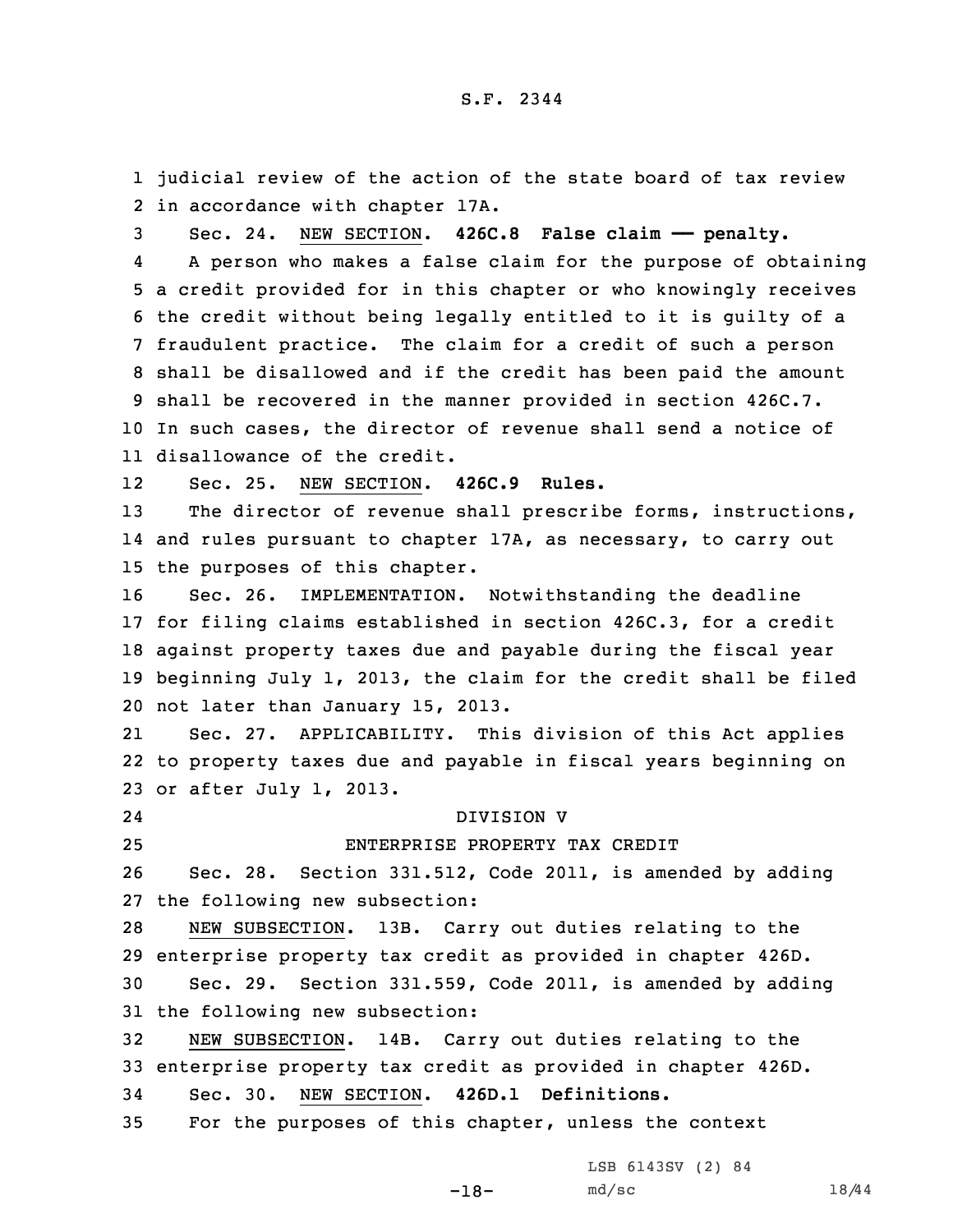judicial review of the action of the state board of tax review in accordance with chapter 17A.

Sec. 24. NEW SECTION. **426C.8 False claim —— penalty.**

A person who makes a false claim for the purpose of obtaining a credit provided for in this chapter or who knowingly receives the credit without being legally entitled to it is guilty of a fraudulent practice. The claim for a credit of such a person shall be disallowed and if the credit has been paid the amount shall be recovered in the manner provided in section 426C.7. In such cases, the director of revenue shall send a notice of disallowance of the credit.

Sec. 25. NEW SECTION. **426C.9 Rules.**

The director of revenue shall prescribe forms, instructions, and rules pursuant to chapter 17A, as necessary, to carry out the purposes of this chapter.

Sec. 26. IMPLEMENTATION. Notwithstanding the deadline for filing claims established in section 426C.3, for a credit against property taxes due and payable during the fiscal year beginning July 1, 2013, the claim for the credit shall be filed not later than January 15, 2013.

Sec. 27. APPLICABILITY. This division of this Act applies to property taxes due and payable in fiscal years beginning on or after July 1, 2013.

DIVISION V

ENTERPRISE PROPERTY TAX CREDIT

Sec. 28. Section 331.512, Code 2011, is amended by adding the following new subsection:

NEW SUBSECTION. 13B. Carry out duties relating to the enterprise property tax credit as provided in chapter 426D.

Sec. 29. Section 331.559, Code 2011, is amended by adding the following new subsection:

NEW SUBSECTION. 14B. Carry out duties relating to the enterprise property tax credit as provided in chapter 426D.

Sec. 30. NEW SECTION. **426D.1 Definitions.**

For the purposes of this chapter, unless the context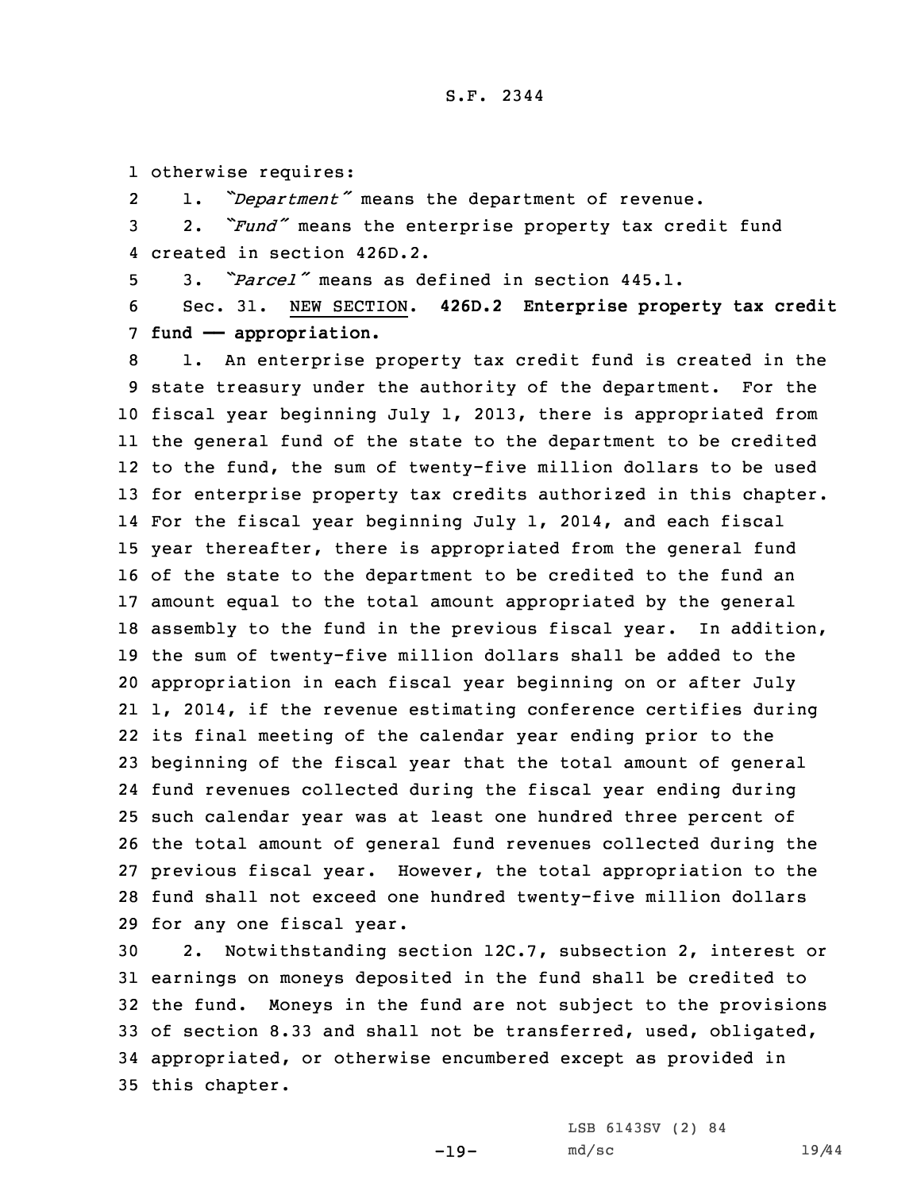otherwise requires:

1. *"Department"* means the department of revenue.

2. *"Fund"* means the enterprise property tax credit fund created in section 426D.2.

3. *"Parcel"* means as defined in section 445.1.

Sec. 31. NEW SECTION. **426D.2 Enterprise property tax credit fund — appropriation.**

1. An enterprise property tax credit fund is created in the state treasury under the authority of the department. For the fiscal year beginning July 1, 2013, there is appropriated from the general fund of the state to the department to be credited to the fund, the sum of twenty-five million dollars to be used for enterprise property tax credits authorized in this chapter. For the fiscal year beginning July 1, 2014, and each fiscal year thereafter, there is appropriated from the general fund of the state to the department to be credited to the fund an amount equal to the total amount appropriated by the general assembly to the fund in the previous fiscal year. In addition, the sum of twenty-five million dollars shall be added to the appropriation in each fiscal year beginning on or after July 1, 2014, if the revenue estimating conference certifies during its final meeting of the calendar year ending prior to the beginning of the fiscal year that the total amount of general fund revenues collected during the fiscal year ending during such calendar year was at least one hundred three percent of the total amount of general fund revenues collected during the previous fiscal year. However, the total appropriation to the fund shall not exceed one hundred twenty-five million dollars for any one fiscal year.

2. Notwithstanding section 12C.7, subsection 2, interest or earnings on moneys deposited in the fund shall be credited to the fund. Moneys in the fund are not subject to the provisions of section 8.33 and shall not be transferred, used, obligated, appropriated, or otherwise encumbered except as provided in this chapter.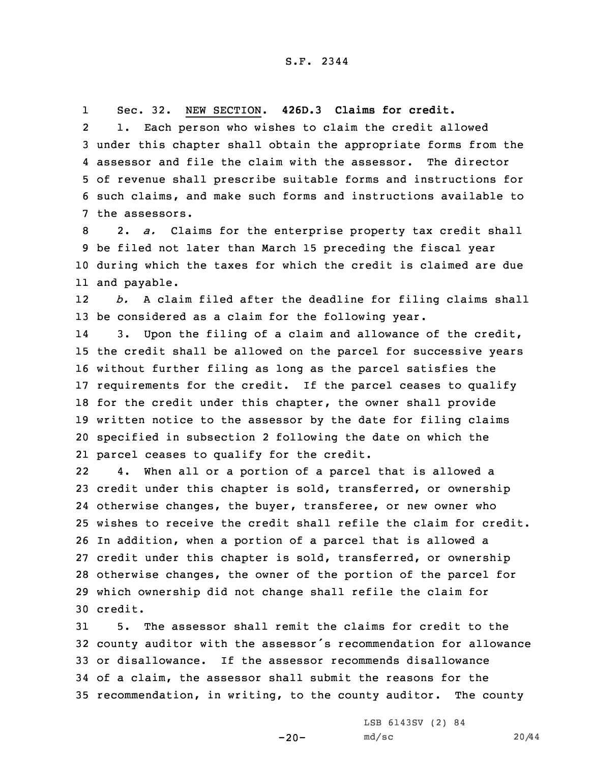Sec. 32. NEW SECTION. **426D.3 Claims for credit.**

1. Each person who wishes to claim the credit allowed under this chapter shall obtain the appropriate forms from the assessor and file the claim with the assessor. The director of revenue shall prescribe suitable forms and instructions for such claims, and make such forms and instructions available to the assessors.

2. *a.* Claims for the enterprise property tax credit shall be filed not later than March 15 preceding the fiscal year during which the taxes for which the credit is claimed are due and payable.

*b.* A claim filed after the deadline for filing claims shall be considered as a claim for the following year.

3. Upon the filing of a claim and allowance of the credit, the credit shall be allowed on the parcel for successive years without further filing as long as the parcel satisfies the requirements for the credit. If the parcel ceases to qualify for the credit under this chapter, the owner shall provide written notice to the assessor by the date for filing claims specified in subsection 2 following the date on which the parcel ceases to qualify for the credit.

4. When all or a portion of a parcel that is allowed a credit under this chapter is sold, transferred, or ownership otherwise changes, the buyer, transferee, or new owner who wishes to receive the credit shall refile the claim for credit. In addition, when a portion of a parcel that is allowed a credit under this chapter is sold, transferred, or ownership otherwise changes, the owner of the portion of the parcel for which ownership did not change shall refile the claim for credit.

5. The assessor shall remit the claims for credit to the county auditor with the assessor's recommendation for allowance or disallowance. If the assessor recommends disallowance of a claim, the assessor shall submit the reasons for the recommendation, in writing, to the county auditor. The county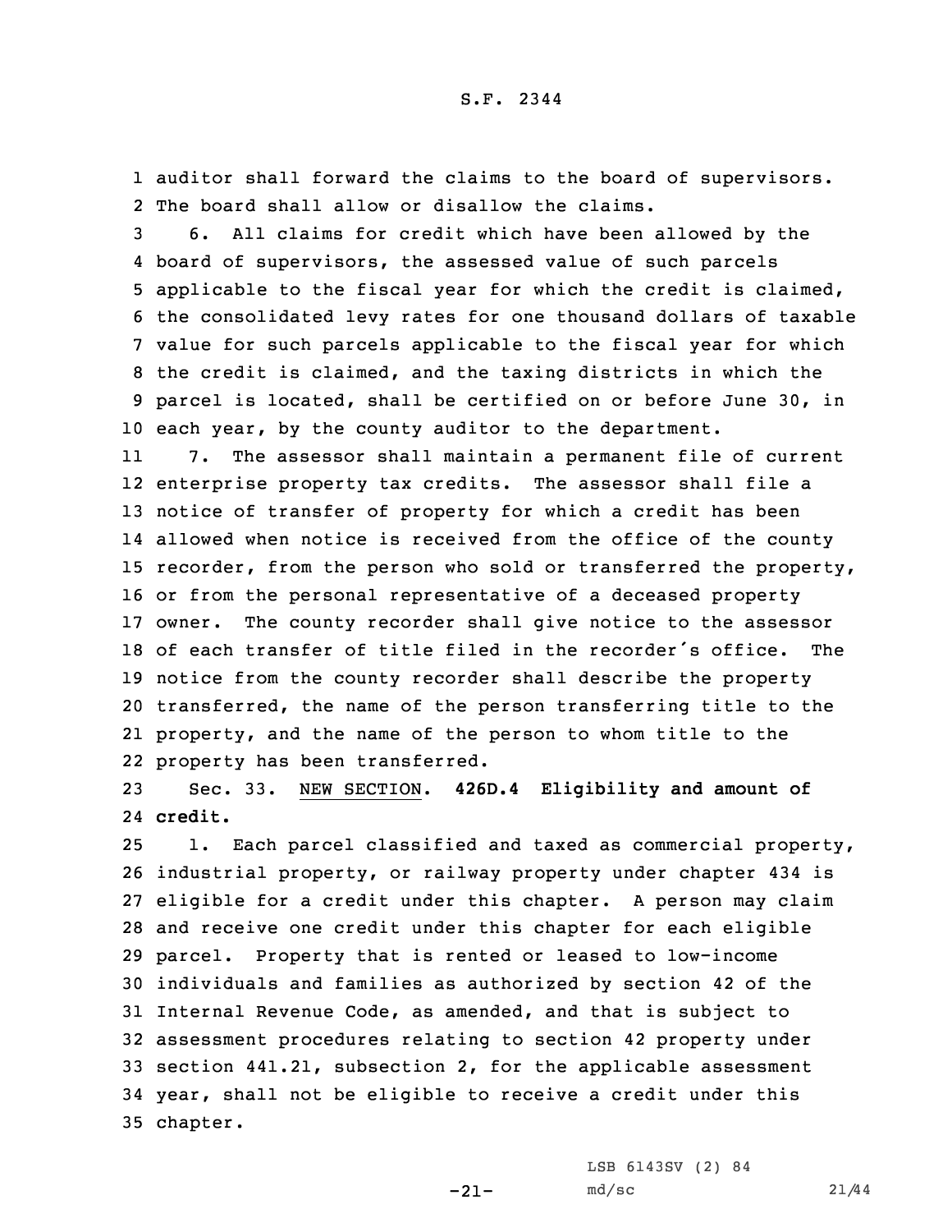auditor shall forward the claims to the board of supervisors. The board shall allow or disallow the claims.

6. All claims for credit which have been allowed by the board of supervisors, the assessed value of such parcels applicable to the fiscal year for which the credit is claimed, the consolidated levy rates for one thousand dollars of taxable value for such parcels applicable to the fiscal year for which the credit is claimed, and the taxing districts in which the parcel is located, shall be certified on or before June 30, in each year, by the county auditor to the department.

7. The assessor shall maintain a permanent file of current enterprise property tax credits. The assessor shall file a notice of transfer of property for which a credit has been allowed when notice is received from the office of the county recorder, from the person who sold or transferred the property, or from the personal representative of a deceased property owner. The county recorder shall give notice to the assessor of each transfer of title filed in the recorder's office. The notice from the county recorder shall describe the property transferred, the name of the person transferring title to the property, and the name of the person to whom title to the property has been transferred.

Sec. 33. NEW SECTION. **426D.4 Eligibility and amount of credit.**

1. Each parcel classified and taxed as commercial property, industrial property, or railway property under chapter 434 is eligible for a credit under this chapter. A person may claim and receive one credit under this chapter for each eligible parcel. Property that is rented or leased to low-income individuals and families as authorized by section 42 of the Internal Revenue Code, as amended, and that is subject to assessment procedures relating to section 42 property under section 441.21, subsection 2, for the applicable assessment year, shall not be eligible to receive a credit under this chapter.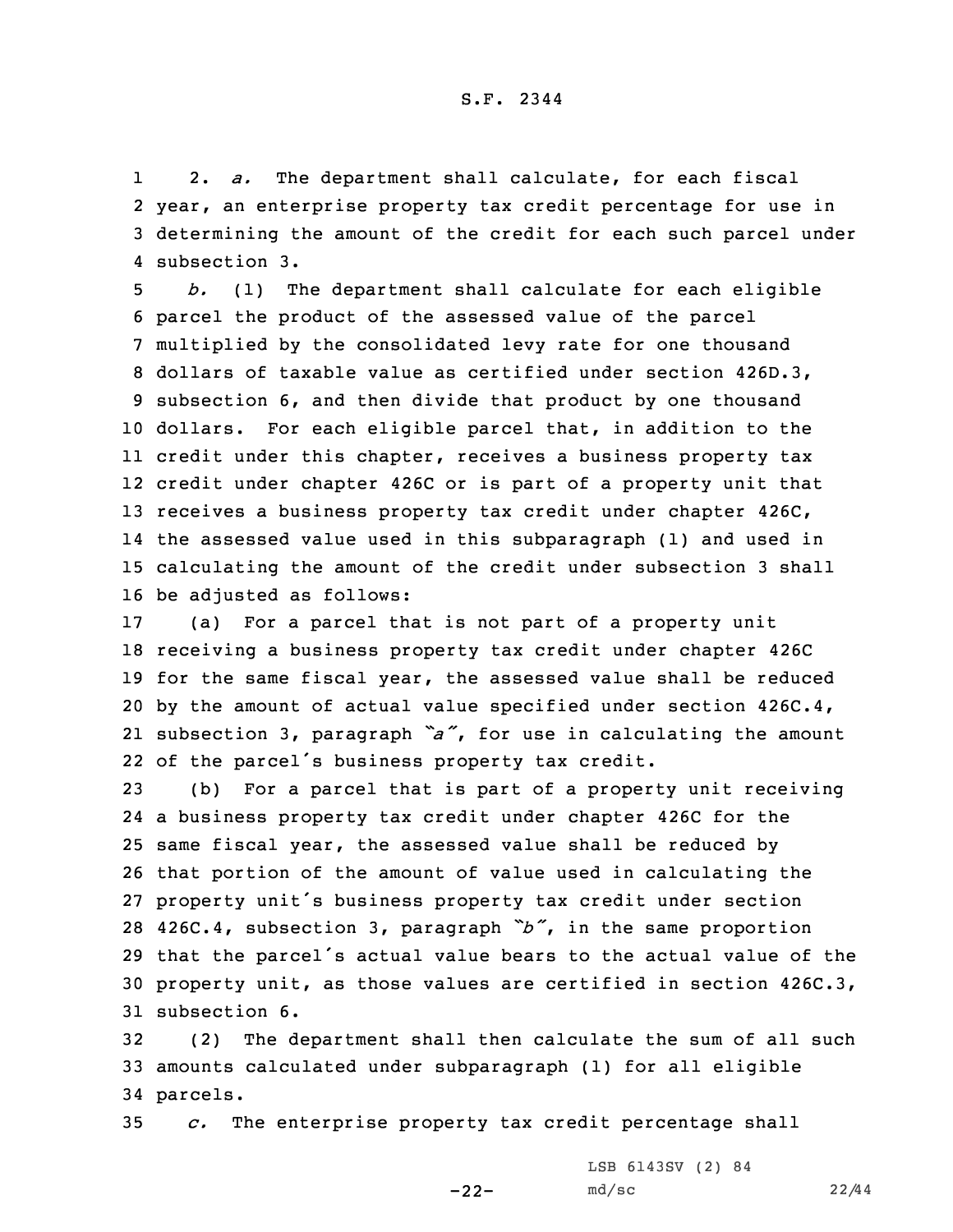2. *a.* The department shall calculate, for each fiscal year, an enterprise property tax credit percentage for use in determining the amount of the credit for each such parcel under subsection 3.

*b.* (1) The department shall calculate for each eligible parcel the product of the assessed value of the parcel multiplied by the consolidated levy rate for one thousand dollars of taxable value as certified under section 426D.3, subsection 6, and then divide that product by one thousand dollars. For each eligible parcel that, in addition to the credit under this chapter, receives a business property tax credit under chapter 426C or is part of a property unit that receives a business property tax credit under chapter 426C, the assessed value used in this subparagraph (1) and used in calculating the amount of the credit under subsection 3 shall be adjusted as follows:

(a) For a parcel that is not part of a property unit receiving a business property tax credit under chapter 426C for the same fiscal year, the assessed value shall be reduced by the amount of actual value specified under section 426C.4, subsection 3, paragraph *"a"*, for use in calculating the amount of the parcel's business property tax credit.

(b) For a parcel that is part of a property unit receiving a business property tax credit under chapter 426C for the same fiscal year, the assessed value shall be reduced by that portion of the amount of value used in calculating the property unit's business property tax credit under section 426C.4, subsection 3, paragraph *"b"*, in the same proportion that the parcel's actual value bears to the actual value of the property unit, as those values are certified in section 426C.3, subsection 6.

(2) The department shall then calculate the sum of all such amounts calculated under subparagraph (1) for all eligible parcels.

*c.* The enterprise property tax credit percentage shall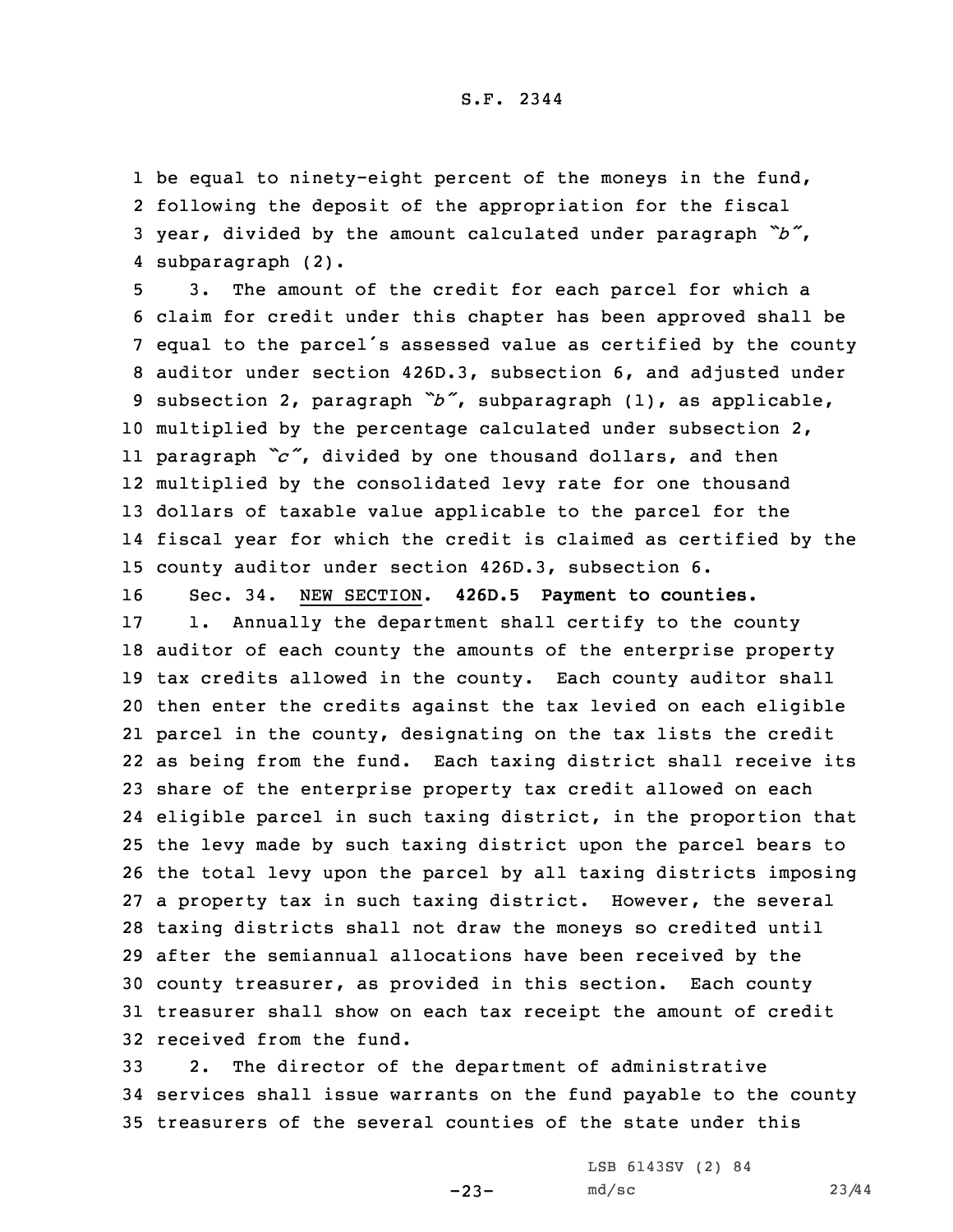be equal to ninety-eight percent of the moneys in the fund, following the deposit of the appropriation for the fiscal year, divided by the amount calculated under paragraph *"b"*, subparagraph (2).

3. The amount of the credit for each parcel for which a claim for credit under this chapter has been approved shall be equal to the parcel's assessed value as certified by the county auditor under section 426D.3, subsection 6, and adjusted under subsection 2, paragraph *"b"*, subparagraph (1), as applicable, multiplied by the percentage calculated under subsection 2, paragraph *"c"*, divided by one thousand dollars, and then multiplied by the consolidated levy rate for one thousand dollars of taxable value applicable to the parcel for the fiscal year for which the credit is claimed as certified by the county auditor under section 426D.3, subsection 6.

Sec. 34. NEW SECTION. **426D.5 Payment to counties.**

1. Annually the department shall certify to the county auditor of each county the amounts of the enterprise property tax credits allowed in the county. Each county auditor shall then enter the credits against the tax levied on each eligible parcel in the county, designating on the tax lists the credit as being from the fund. Each taxing district shall receive its share of the enterprise property tax credit allowed on each eligible parcel in such taxing district, in the proportion that the levy made by such taxing district upon the parcel bears to the total levy upon the parcel by all taxing districts imposing a property tax in such taxing district. However, the several taxing districts shall not draw the moneys so credited until after the semiannual allocations have been received by the county treasurer, as provided in this section. Each county treasurer shall show on each tax receipt the amount of credit received from the fund.

2. The director of the department of administrative services shall issue warrants on the fund payable to the county treasurers of the several counties of the state under this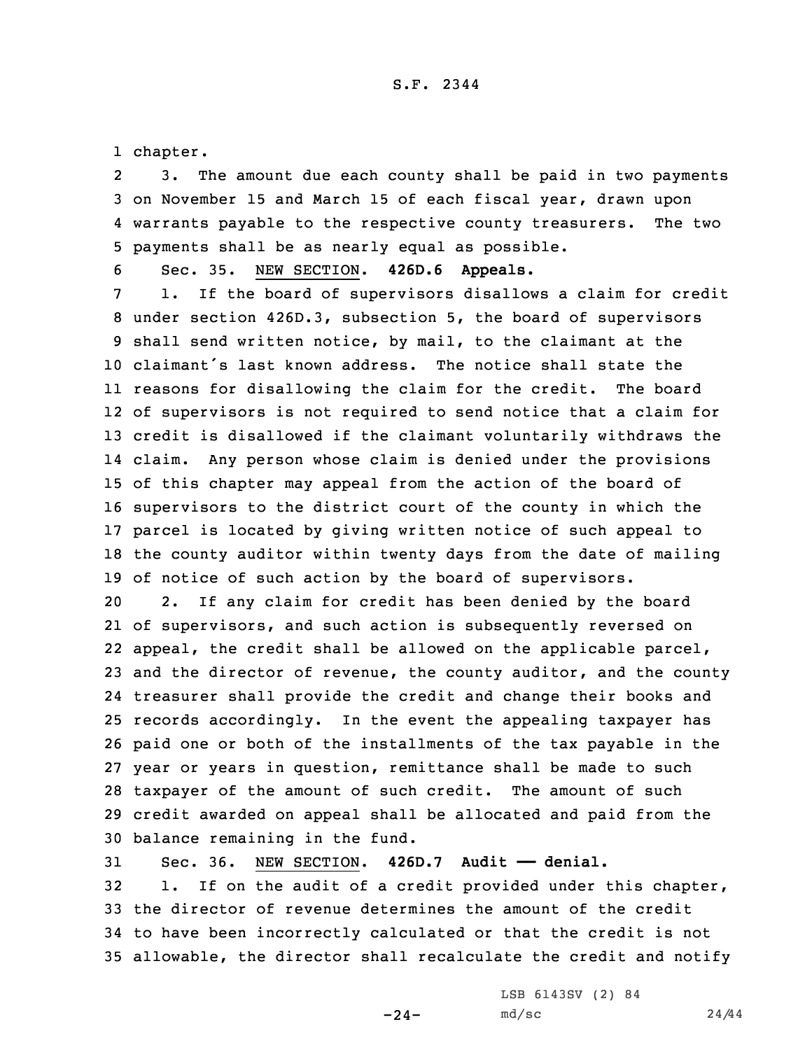chapter.

3. The amount due each county shall be paid in two payments on November 15 and March 15 of each fiscal year, drawn upon warrants payable to the respective county treasurers. The two payments shall be as nearly equal as possible.

Sec. 35. NEW SECTION. **426D.6 Appeals.**

1. If the board of supervisors disallows a claim for credit under section 426D.3, subsection 5, the board of supervisors shall send written notice, by mail, to the claimant at the claimant's last known address. The notice shall state the reasons for disallowing the claim for the credit. The board of supervisors is not required to send notice that a claim for credit is disallowed if the claimant voluntarily withdraws the claim. Any person whose claim is denied under the provisions of this chapter may appeal from the action of the board of supervisors to the district court of the county in which the parcel is located by giving written notice of such appeal to the county auditor within twenty days from the date of mailing of notice of such action by the board of supervisors.

2. If any claim for credit has been denied by the board of supervisors, and such action is subsequently reversed on appeal, the credit shall be allowed on the applicable parcel, and the director of revenue, the county auditor, and the county treasurer shall provide the credit and change their books and records accordingly. In the event the appealing taxpayer has paid one or both of the installments of the tax payable in the year or years in question, remittance shall be made to such taxpayer of the amount of such credit. The amount of such credit awarded on appeal shall be allocated and paid from the balance remaining in the fund.

Sec. 36. NEW SECTION. **426D.7 Audit —— denial.**

1. If on the audit of a credit provided under this chapter, the director of revenue determines the amount of the credit to have been incorrectly calculated or that the credit is not allowable, the director shall recalculate the credit and notify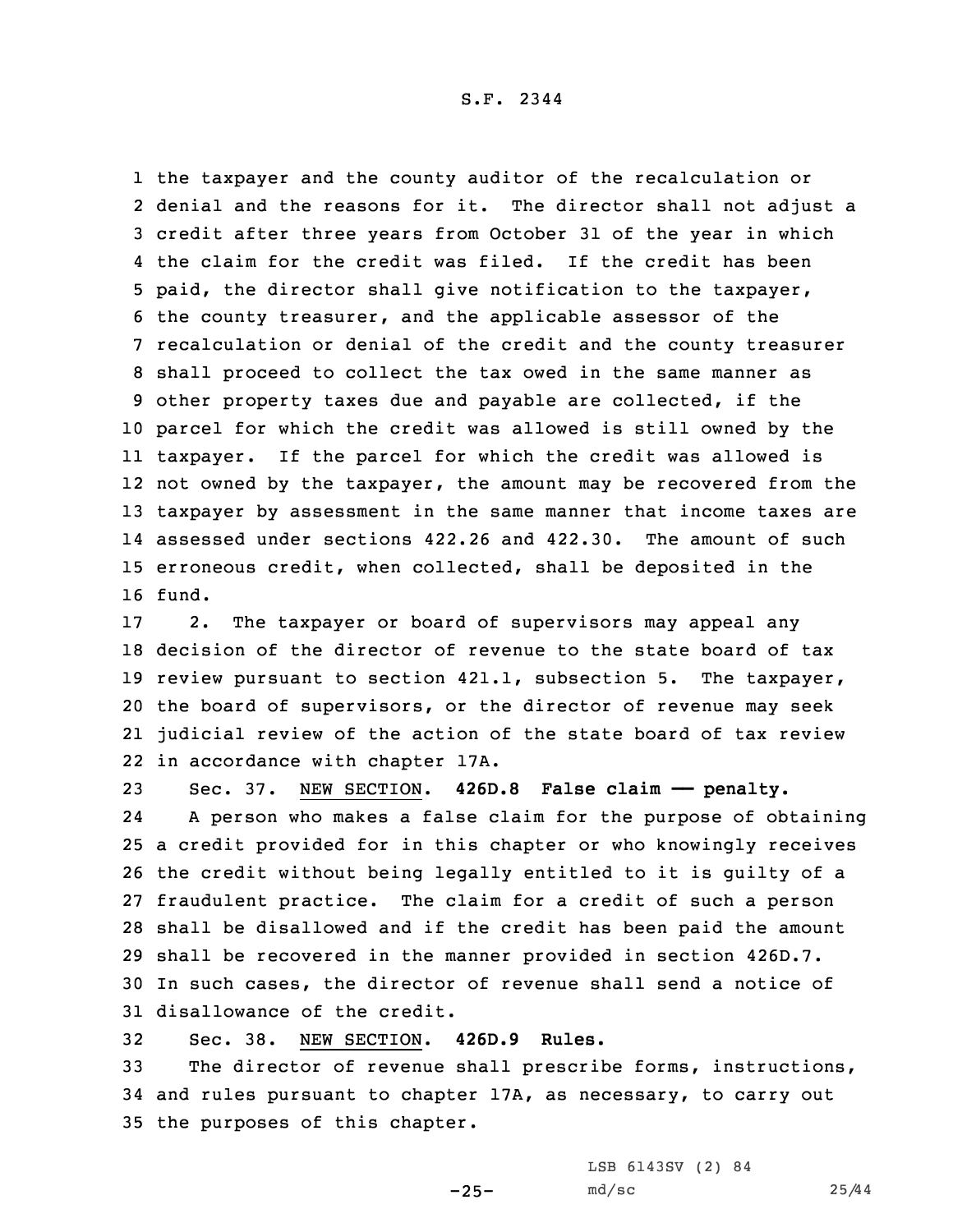the taxpayer and the county auditor of the recalculation or denial and the reasons for it. The director shall not adjust a credit after three years from October 31 of the year in which the claim for the credit was filed. If the credit has been paid, the director shall give notification to the taxpayer, the county treasurer, and the applicable assessor of the recalculation or denial of the credit and the county treasurer shall proceed to collect the tax owed in the same manner as other property taxes due and payable are collected, if the parcel for which the credit was allowed is still owned by the taxpayer. If the parcel for which the credit was allowed is not owned by the taxpayer, the amount may be recovered from the taxpayer by assessment in the same manner that income taxes are assessed under sections 422.26 and 422.30. The amount of such erroneous credit, when collected, shall be deposited in the fund.

2. The taxpayer or board of supervisors may appeal any decision of the director of revenue to the state board of tax review pursuant to section 421.1, subsection 5. The taxpayer, the board of supervisors, or the director of revenue may seek judicial review of the action of the state board of tax review in accordance with chapter 17A.

Sec. 37. NEW SECTION. **426D.8 False claim —— penalty.**

A person who makes a false claim for the purpose of obtaining a credit provided for in this chapter or who knowingly receives the credit without being legally entitled to it is guilty of a fraudulent practice. The claim for a credit of such a person shall be disallowed and if the credit has been paid the amount shall be recovered in the manner provided in section 426D.7. In such cases, the director of revenue shall send a notice of disallowance of the credit.

Sec. 38. NEW SECTION. **426D.9 Rules.**

The director of revenue shall prescribe forms, instructions, and rules pursuant to chapter 17A, as necessary, to carry out the purposes of this chapter.

LSB 6143SV (2) 84
md/sc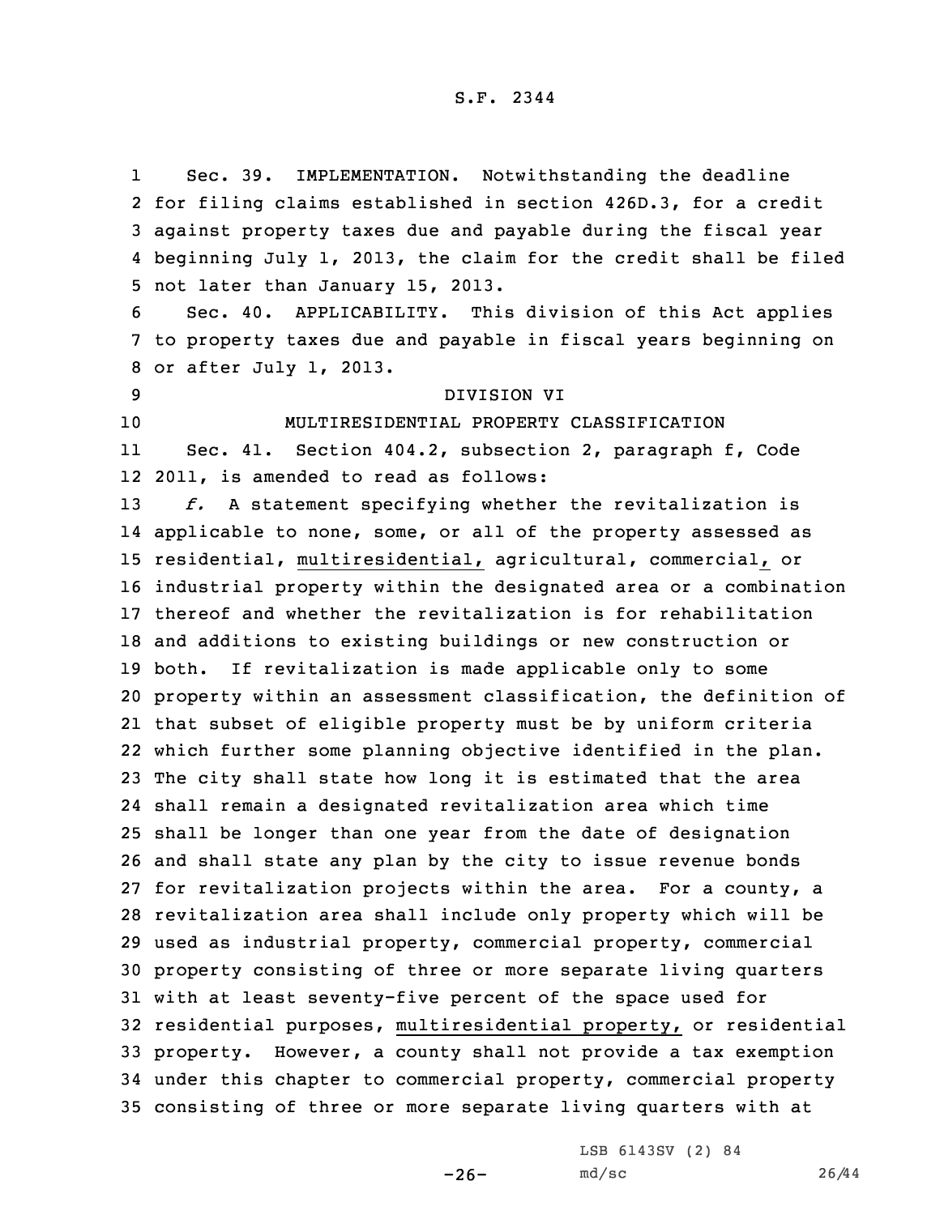Sec. 39. IMPLEMENTATION. Notwithstanding the deadline for filing claims established in section 426D.3, for a credit against property taxes due and payable during the fiscal year beginning July 1, 2013, the claim for the credit shall be filed not later than January 15, 2013.

Sec. 40. APPLICABILITY. This division of this Act applies to property taxes due and payable in fiscal years beginning on or after July 1, 2013.

DIVISION VI

MULTIRESIDENTIAL PROPERTY CLASSIFICATION

Sec. 41. Section 404.2, subsection 2, paragraph f, Code 2011, is amended to read as follows:

*f.* A statement specifying whether the revitalization is applicable to none, some, or all of the property assessed as residential, multiresidential, agricultural, commercial, or industrial property within the designated area or a combination thereof and whether the revitalization is for rehabilitation and additions to existing buildings or new construction or both. If revitalization is made applicable only to some property within an assessment classification, the definition of that subset of eligible property must be by uniform criteria which further some planning objective identified in the plan. The city shall state how long it is estimated that the area shall remain a designated revitalization area which time shall be longer than one year from the date of designation and shall state any plan by the city to issue revenue bonds for revitalization projects within the area. For a county, a revitalization area shall include only property which will be used as industrial property, commercial property, commercial property consisting of three or more separate living quarters with at least seventy-five percent of the space used for residential purposes, multiresidential property, or residential property. However, a county shall not provide a tax exemption under this chapter to commercial property, commercial property consisting of three or more separate living quarters with at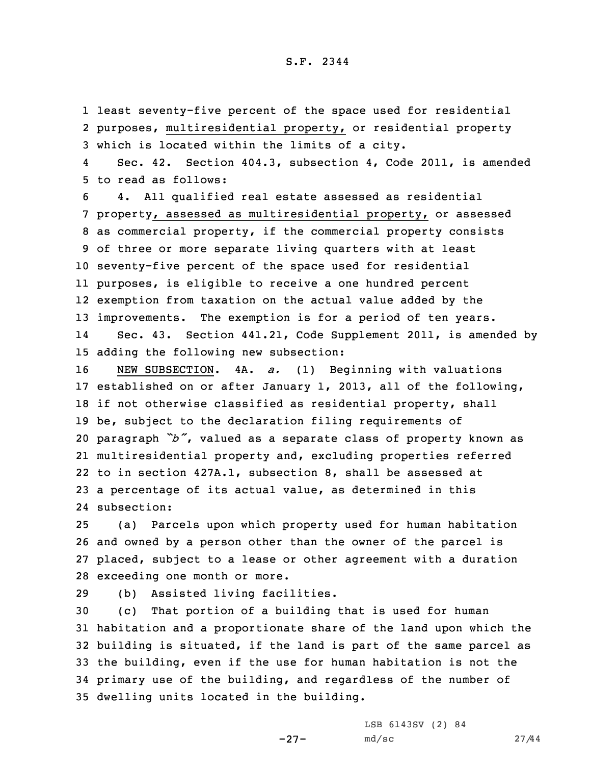least seventy-five percent of the space used for residential purposes, multiresidential property, or residential property which is located within the limits of a city.

Sec. 42. Section 404.3, subsection 4, Code 2011, is amended to read as follows:

4. All qualified real estate assessed as residential property, assessed as multiresidential property, or assessed as commercial property, if the commercial property consists of three or more separate living quarters with at least seventy-five percent of the space used for residential purposes, is eligible to receive a one hundred percent exemption from taxation on the actual value added by the improvements. The exemption is for a period of ten years.

Sec. 43. Section 441.21, Code Supplement 2011, is amended by adding the following new subsection:

NEW SUBSECTION. 4A. *a.* (1) Beginning with valuations established on or after January 1, 2013, all of the following, if not otherwise classified as residential property, shall be, subject to the declaration filing requirements of paragraph *"b"*, valued as a separate class of property known as multiresidential property and, excluding properties referred to in section 427A.1, subsection 8, shall be assessed at a percentage of its actual value, as determined in this subsection:

(a) Parcels upon which property used for human habitation and owned by a person other than the owner of the parcel is placed, subject to a lease or other agreement with a duration exceeding one month or more.

(b) Assisted living facilities.

(c) That portion of a building that is used for human habitation and a proportionate share of the land upon which the building is situated, if the land is part of the same parcel as the building, even if the use for human habitation is not the primary use of the building, and regardless of the number of dwelling units located in the building.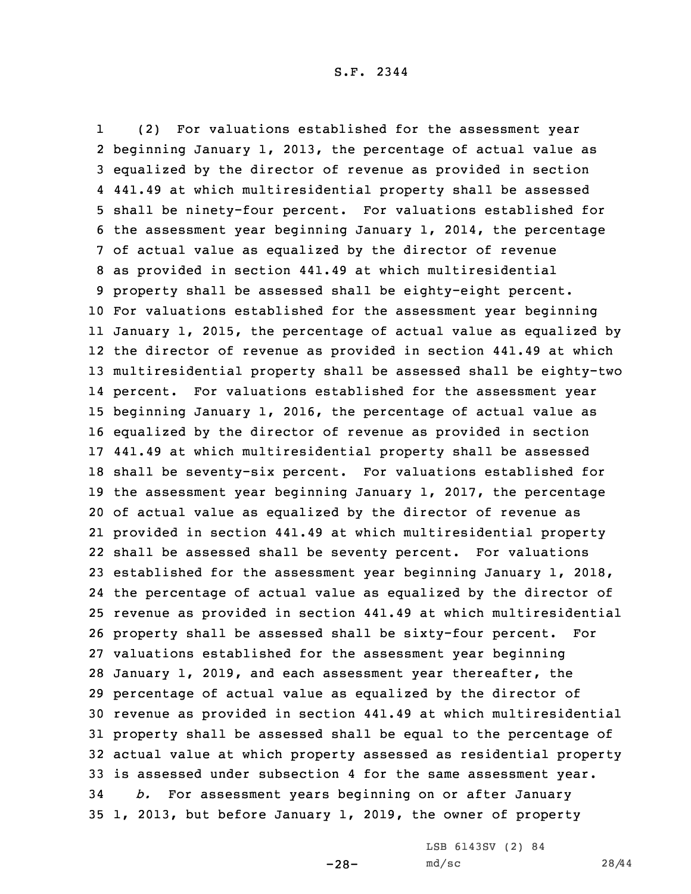(2) For valuations established for the assessment year beginning January 1, 2013, the percentage of actual value as equalized by the director of revenue as provided in section 441.49 at which multiresidential property shall be assessed shall be ninety-four percent. For valuations established for the assessment year beginning January 1, 2014, the percentage of actual value as equalized by the director of revenue as provided in section 441.49 at which multiresidential property shall be assessed shall be eighty-eight percent. For valuations established for the assessment year beginning January 1, 2015, the percentage of actual value as equalized by the director of revenue as provided in section 441.49 at which multiresidential property shall be assessed shall be eighty-two percent. For valuations established for the assessment year beginning January 1, 2016, the percentage of actual value as equalized by the director of revenue as provided in section 441.49 at which multiresidential property shall be assessed shall be seventy-six percent. For valuations established for the assessment year beginning January 1, 2017, the percentage of actual value as equalized by the director of revenue as provided in section 441.49 at which multiresidential property shall be assessed shall be seventy percent. For valuations established for the assessment year beginning January 1, 2018, the percentage of actual value as equalized by the director of revenue as provided in section 441.49 at which multiresidential property shall be assessed shall be sixty-four percent. For valuations established for the assessment year beginning January 1, 2019, and each assessment year thereafter, the percentage of actual value as equalized by the director of revenue as provided in section 441.49 at which multiresidential property shall be assessed shall be equal to the percentage of actual value at which property assessed as residential property is assessed under subsection 4 for the same assessment year.

*b.* For assessment years beginning on or after January 1, 2013, but before January 1, 2019, the owner of property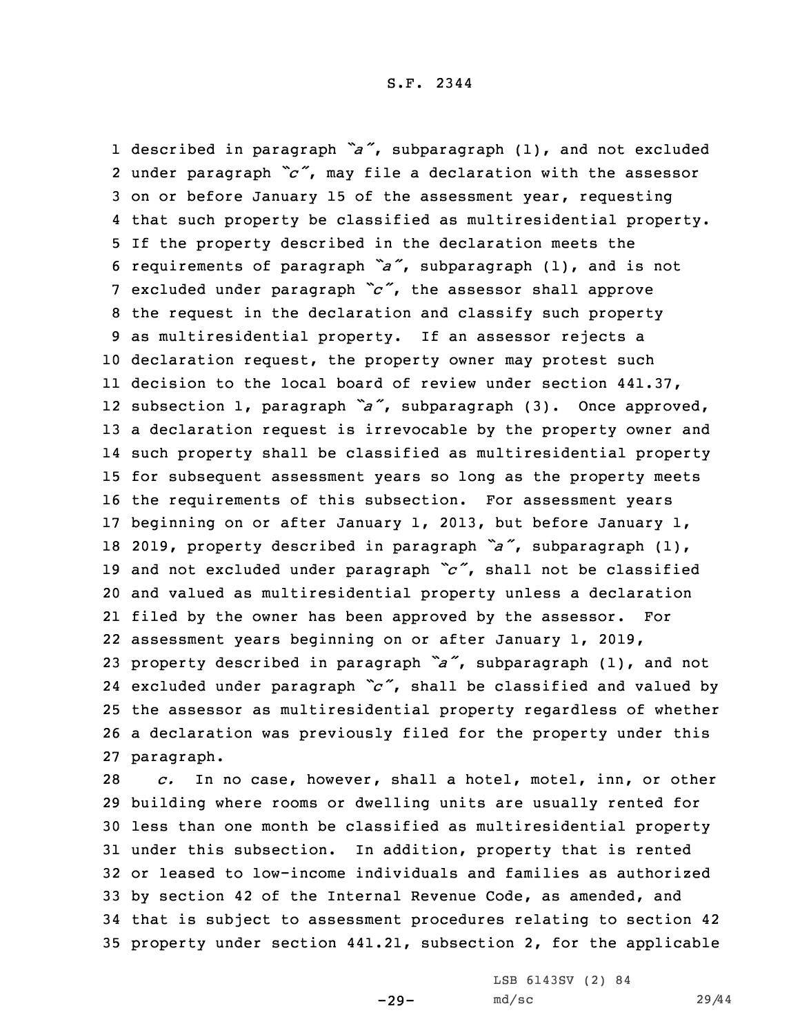described in paragraph *"a"*, subparagraph (1), and not excluded under paragraph *"c"*, may file a declaration with the assessor on or before January 15 of the assessment year, requesting that such property be classified as multiresidential property. If the property described in the declaration meets the requirements of paragraph *"a"*, subparagraph (1), and is not excluded under paragraph *"c"*, the assessor shall approve the request in the declaration and classify such property as multiresidential property. If an assessor rejects a declaration request, the property owner may protest such decision to the local board of review under section 441.37, subsection 1, paragraph *"a"*, subparagraph (3). Once approved, a declaration request is irrevocable by the property owner and such property shall be classified as multiresidential property for subsequent assessment years so long as the property meets the requirements of this subsection. For assessment years beginning on or after January 1, 2013, but before January 1, 2019, property described in paragraph *"a"*, subparagraph (1), and not excluded under paragraph *"c"*, shall not be classified and valued as multiresidential property unless a declaration filed by the owner has been approved by the assessor. For assessment years beginning on or after January 1, 2019, property described in paragraph *"a"*, subparagraph (1), and not excluded under paragraph *"c"*, shall be classified and valued by the assessor as multiresidential property regardless of whether a declaration was previously filed for the property under this paragraph.

*c.* In no case, however, shall a hotel, motel, inn, or other building where rooms or dwelling units are usually rented for less than one month be classified as multiresidential property under this subsection. In addition, property that is rented or leased to low-income individuals and families as authorized by section 42 of the Internal Revenue Code, as amended, and that is subject to assessment procedures relating to section 42 property under section 441.21, subsection 2, for the applicable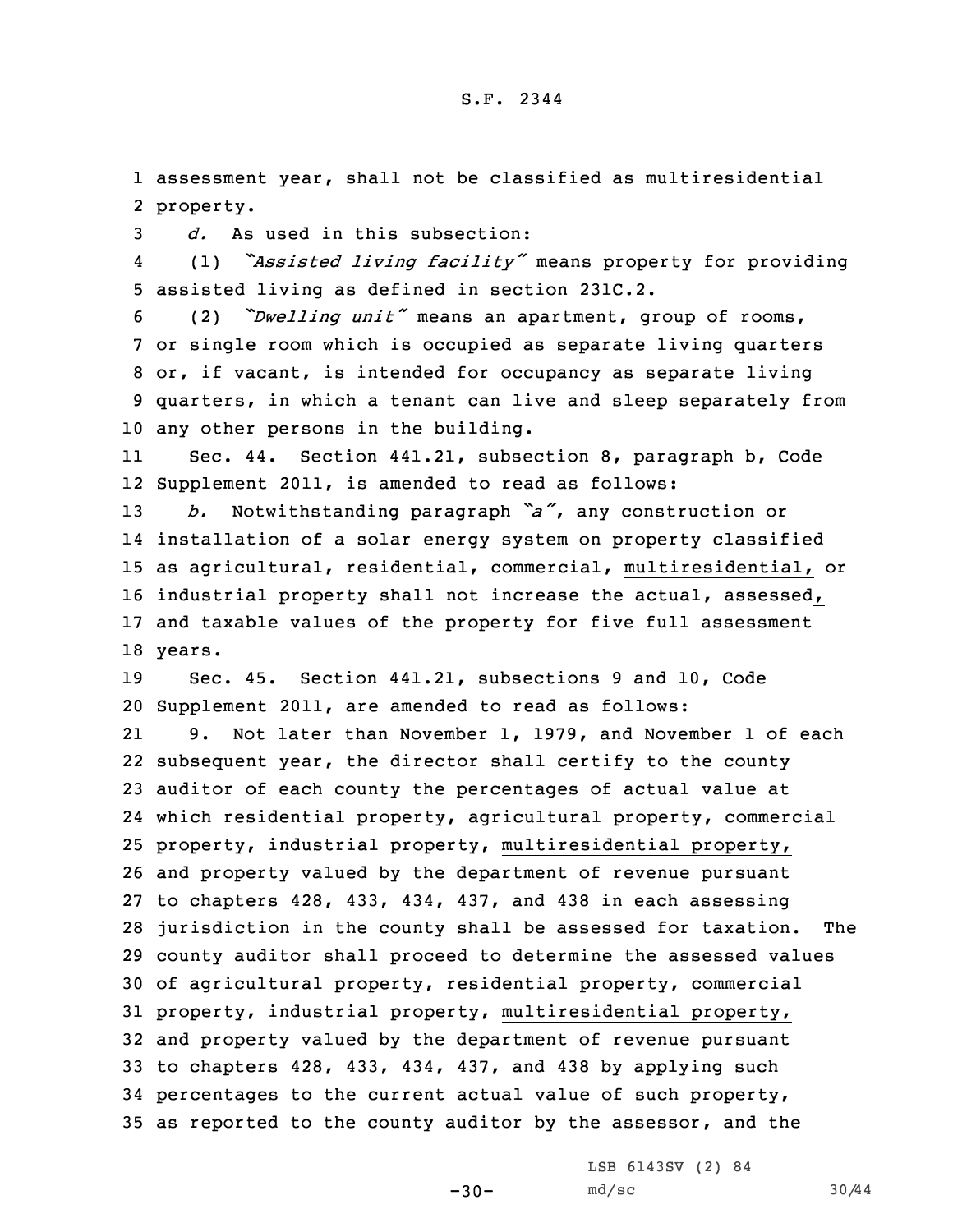assessment year, shall not be classified as multiresidential property.

*d.* As used in this subsection:

(1) *"Assisted living facility"* means property for providing assisted living as defined in section 231C.2.

(2) *"Dwelling unit"* means an apartment, group of rooms, or single room which is occupied as separate living quarters or, if vacant, is intended for occupancy as separate living quarters, in which a tenant can live and sleep separately from any other persons in the building.

Sec. 44. Section 441.21, subsection 8, paragraph b, Code Supplement 2011, is amended to read as follows:

*b.* Notwithstanding paragraph *"a"*, any construction or installation of a solar energy system on property classified as agricultural, residential, commercial, multiresidential, or industrial property shall not increase the actual, assessed, and taxable values of the property for five full assessment years.

Sec. 45. Section 441.21, subsections 9 and 10, Code Supplement 2011, are amended to read as follows:

9. Not later than November 1, 1979, and November 1 of each subsequent year, the director shall certify to the county auditor of each county the percentages of actual value at which residential property, agricultural property, commercial property, industrial property, multiresidential property, and property valued by the department of revenue pursuant to chapters 428, 433, 434, 437, and 438 in each assessing jurisdiction in the county shall be assessed for taxation. The county auditor shall proceed to determine the assessed values of agricultural property, residential property, commercial property, industrial property, multiresidential property, and property valued by the department of revenue pursuant to chapters 428, 433, 434, 437, and 438 by applying such percentages to the current actual value of such property, as reported to the county auditor by the assessor, and the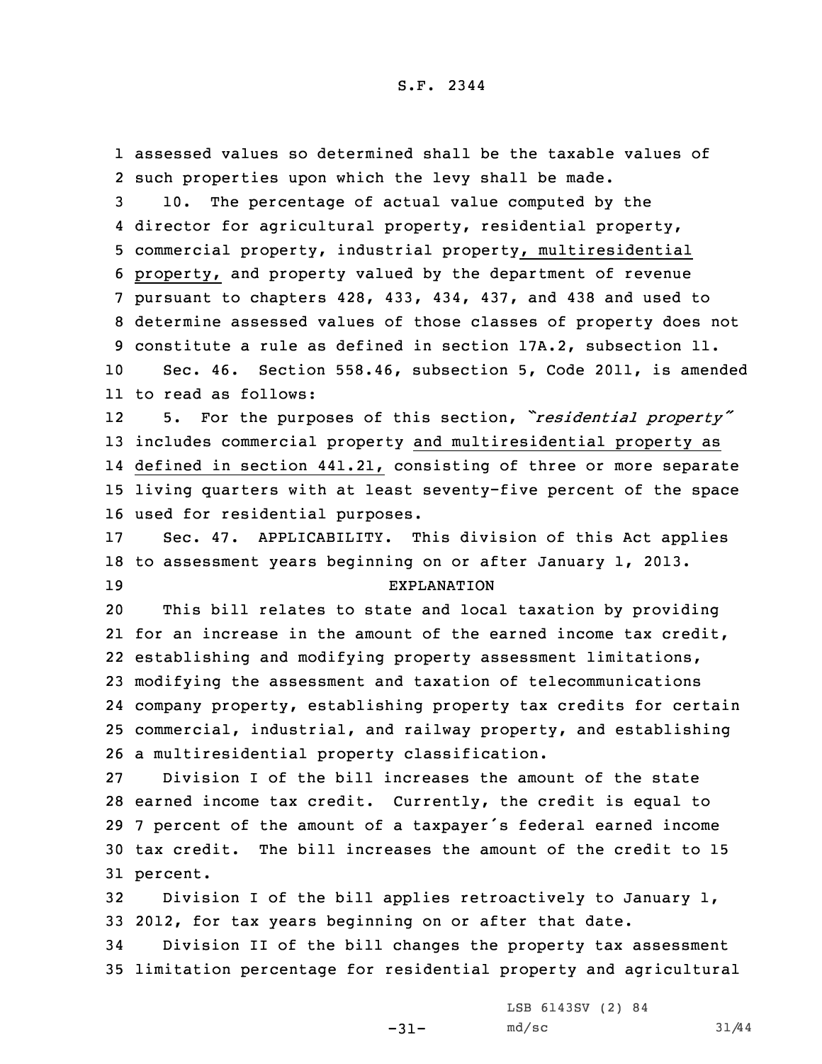assessed values so determined shall be the taxable values of such properties upon which the levy shall be made.

10. The percentage of actual value computed by the director for agricultural property, residential property, commercial property, industrial property, multiresidential property, and property valued by the department of revenue pursuant to chapters 428, 433, 434, 437, and 438 and used to determine assessed values of those classes of property does not constitute a rule as defined in section 17A.2, subsection 11.

Sec. 46. Section 558.46, subsection 5, Code 2011, is amended to read as follows:

5. For the purposes of this section, *"residential property"* includes commercial property and multiresidential property as defined in section 441.21, consisting of three or more separate living quarters with at least seventy-five percent of the space used for residential purposes.

Sec. 47. APPLICABILITY. This division of this Act applies to assessment years beginning on or after January 1, 2013.

EXPLANATION

This bill relates to state and local taxation by providing for an increase in the amount of the earned income tax credit, establishing and modifying property assessment limitations, modifying the assessment and taxation of telecommunications company property, establishing property tax credits for certain commercial, industrial, and railway property, and establishing a multiresidential property classification.

Division I of the bill increases the amount of the state earned income tax credit. Currently, the credit is equal to 7 percent of the amount of a taxpayer's federal earned income tax credit. The bill increases the amount of the credit to 15 percent.

Division I of the bill applies retroactively to January 1, 2012, for tax years beginning on or after that date.

Division II of the bill changes the property tax assessment limitation percentage for residential property and agricultural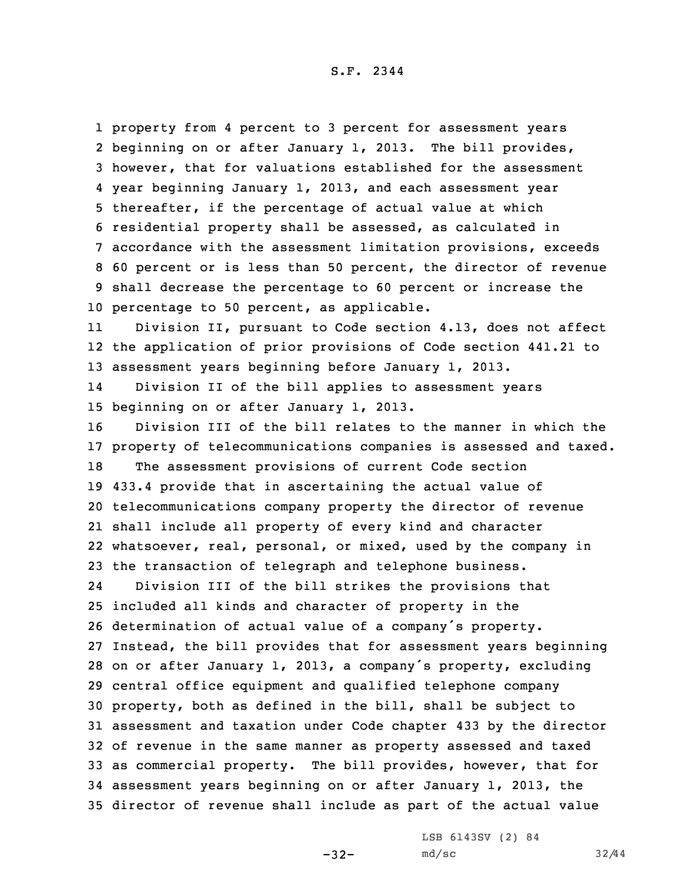property from 4 percent to 3 percent for assessment years beginning on or after January 1, 2013. The bill provides, however, that for valuations established for the assessment year beginning January 1, 2013, and each assessment year thereafter, if the percentage of actual value at which residential property shall be assessed, as calculated in accordance with the assessment limitation provisions, exceeds 60 percent or is less than 50 percent, the director of revenue shall decrease the percentage to 60 percent or increase the percentage to 50 percent, as applicable.

Division II, pursuant to Code section 4.13, does not affect the application of prior provisions of Code section 441.21 to assessment years beginning before January 1, 2013.

Division II of the bill applies to assessment years beginning on or after January 1, 2013.

Division III of the bill relates to the manner in which the property of telecommunications companies is assessed and taxed.

The assessment provisions of current Code section 433.4 provide that in ascertaining the actual value of telecommunications company property the director of revenue shall include all property of every kind and character whatsoever, real, personal, or mixed, used by the company in the transaction of telegraph and telephone business.

Division III of the bill strikes the provisions that included all kinds and character of property in the determination of actual value of a company's property. Instead, the bill provides that for assessment years beginning on or after January 1, 2013, a company's property, excluding central office equipment and qualified telephone company property, both as defined in the bill, shall be subject to assessment and taxation under Code chapter 433 by the director of revenue in the same manner as property assessed and taxed as commercial property. The bill provides, however, that for assessment years beginning on or after January 1, 2013, the director of revenue shall include as part of the actual value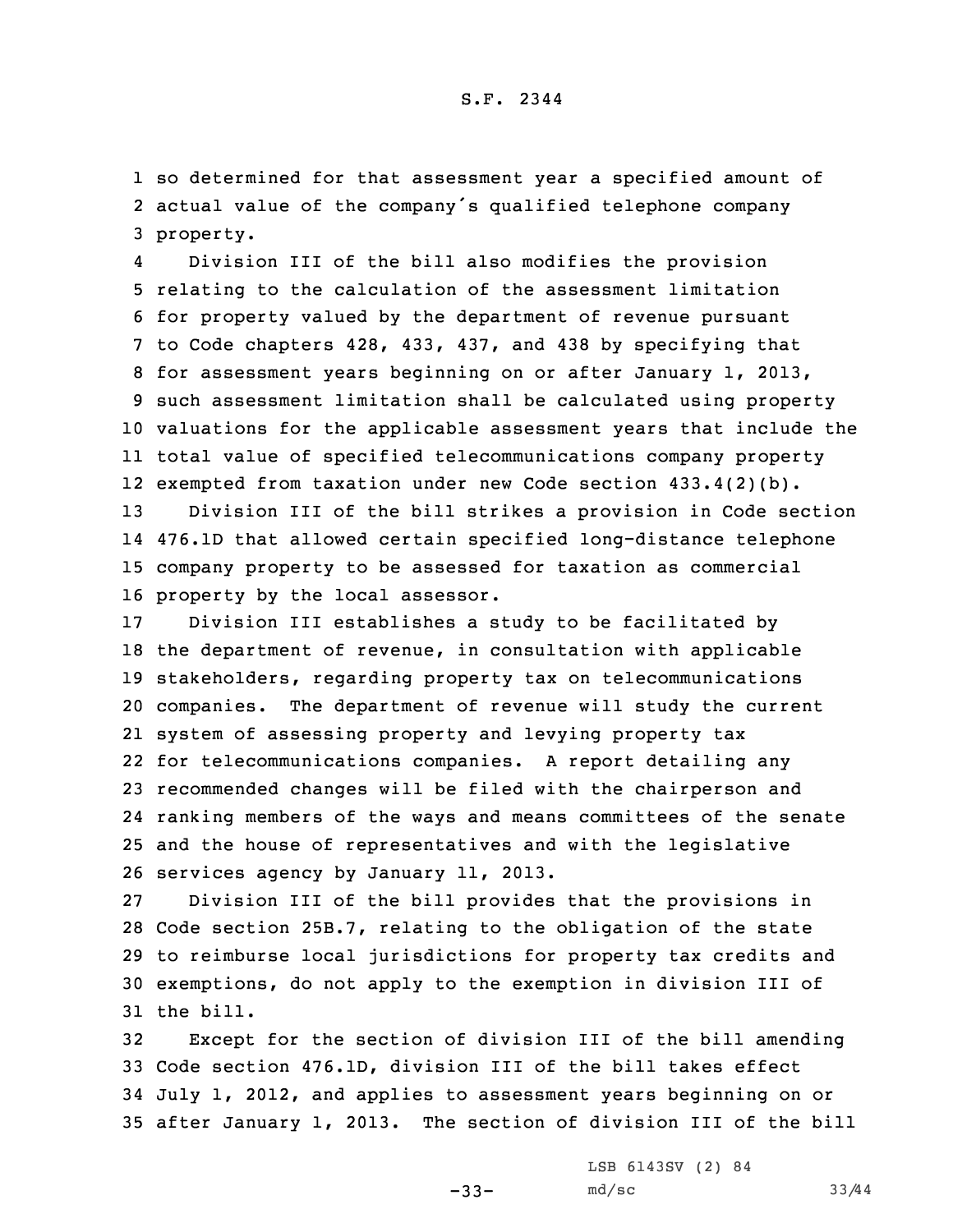so determined for that assessment year a specified amount of actual value of the company's qualified telephone company property.

Division III of the bill also modifies the provision relating to the calculation of the assessment limitation for property valued by the department of revenue pursuant to Code chapters 428, 433, 437, and 438 by specifying that for assessment years beginning on or after January 1, 2013, such assessment limitation shall be calculated using property valuations for the applicable assessment years that include the total value of specified telecommunications company property exempted from taxation under new Code section 433.4(2)(b).

Division III of the bill strikes a provision in Code section 476.1D that allowed certain specified long-distance telephone company property to be assessed for taxation as commercial property by the local assessor.

Division III establishes a study to be facilitated by the department of revenue, in consultation with applicable stakeholders, regarding property tax on telecommunications companies. The department of revenue will study the current system of assessing property and levying property tax for telecommunications companies. A report detailing any recommended changes will be filed with the chairperson and ranking members of the ways and means committees of the senate and the house of representatives and with the legislative services agency by January 11, 2013.

Division III of the bill provides that the provisions in Code section 25B.7, relating to the obligation of the state to reimburse local jurisdictions for property tax credits and exemptions, do not apply to the exemption in division III of the bill.

Except for the section of division III of the bill amending Code section 476.1D, division III of the bill takes effect July 1, 2012, and applies to assessment years beginning on or after January 1, 2013. The section of division III of the bill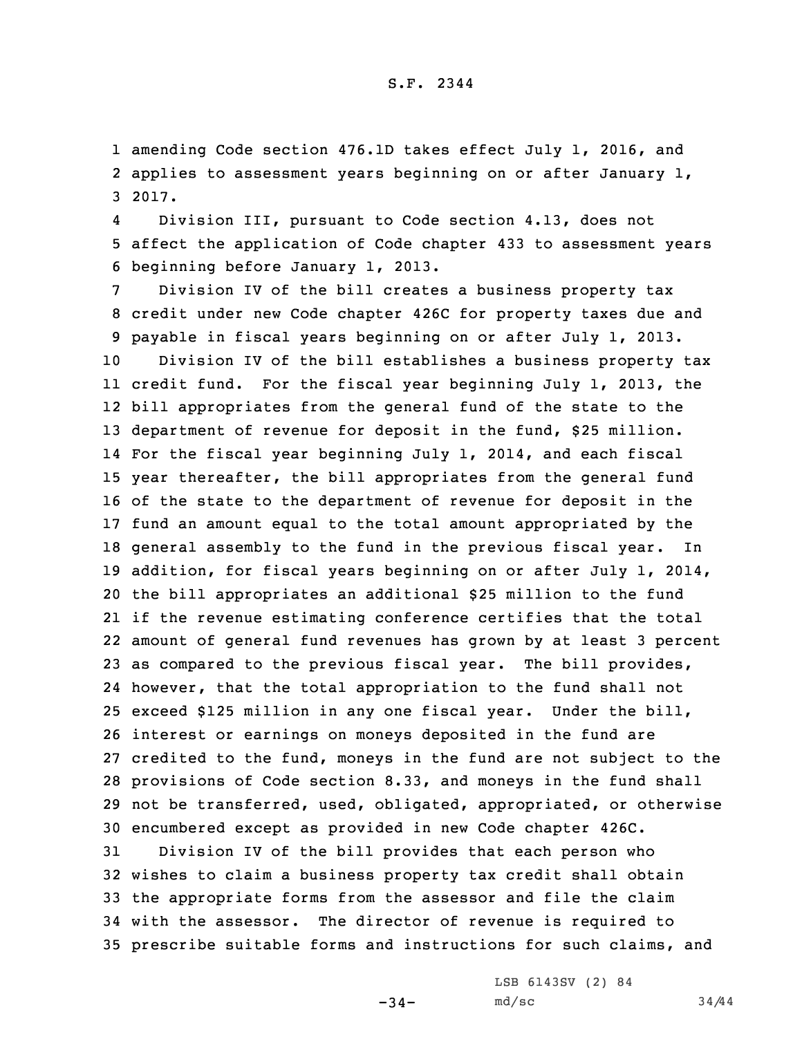amending Code section 476.1D takes effect July 1, 2016, and applies to assessment years beginning on or after January 1, 2017.

Division III, pursuant to Code section 4.13, does not affect the application of Code chapter 433 to assessment years beginning before January 1, 2013.

Division IV of the bill creates a business property tax credit under new Code chapter 426C for property taxes due and payable in fiscal years beginning on or after July 1, 2013.

Division IV of the bill establishes a business property tax credit fund. For the fiscal year beginning July 1, 2013, the bill appropriates from the general fund of the state to the department of revenue for deposit in the fund, $25 million. For the fiscal year beginning July 1, 2014, and each fiscal year thereafter, the bill appropriates from the general fund of the state to the department of revenue for deposit in the fund an amount equal to the total amount appropriated by the general assembly to the fund in the previous fiscal year. In addition, for fiscal years beginning on or after July 1, 2014, the bill appropriates an additional $25 million to the fund if the revenue estimating conference certifies that the total amount of general fund revenues has grown by at least 3 percent as compared to the previous fiscal year. The bill provides, however, that the total appropriation to the fund shall not exceed $125 million in any one fiscal year. Under the bill, interest or earnings on moneys deposited in the fund are credited to the fund, moneys in the fund are not subject to the provisions of Code section 8.33, and moneys in the fund shall not be transferred, used, obligated, appropriated, or otherwise encumbered except as provided in new Code chapter 426C.

Division IV of the bill provides that each person who wishes to claim a business property tax credit shall obtain the appropriate forms from the assessor and file the claim with the assessor. The director of revenue is required to prescribe suitable forms and instructions for such claims, and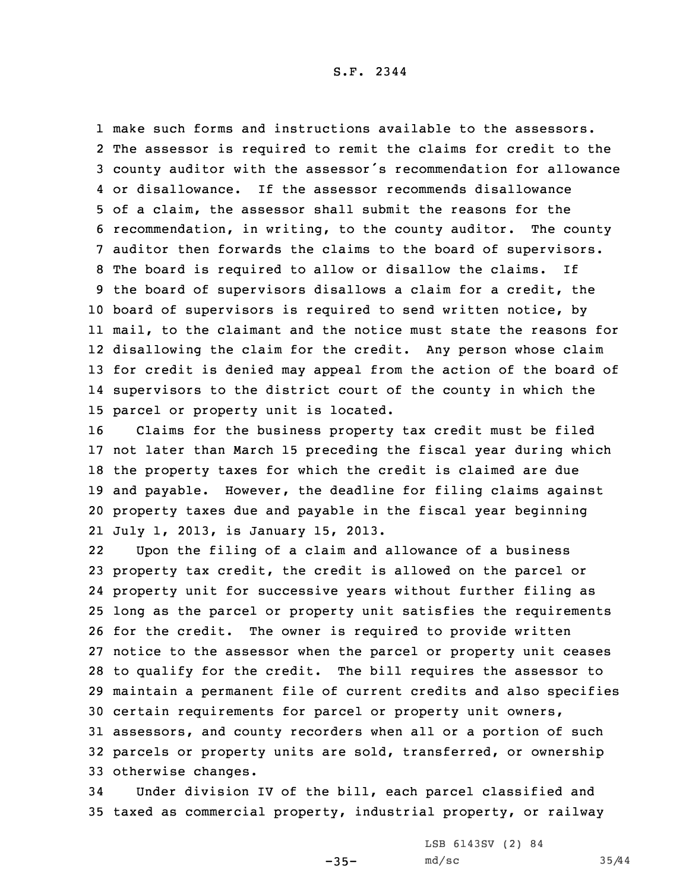make such forms and instructions available to the assessors. The assessor is required to remit the claims for credit to the county auditor with the assessor's recommendation for allowance or disallowance. If the assessor recommends disallowance of a claim, the assessor shall submit the reasons for the recommendation, in writing, to the county auditor. The county auditor then forwards the claims to the board of supervisors. The board is required to allow or disallow the claims. If the board of supervisors disallows a claim for a credit, the board of supervisors is required to send written notice, by mail, to the claimant and the notice must state the reasons for disallowing the claim for the credit. Any person whose claim for credit is denied may appeal from the action of the board of supervisors to the district court of the county in which the parcel or property unit is located.

Claims for the business property tax credit must be filed not later than March 15 preceding the fiscal year during which the property taxes for which the credit is claimed are due and payable. However, the deadline for filing claims against property taxes due and payable in the fiscal year beginning July 1, 2013, is January 15, 2013.

Upon the filing of a claim and allowance of a business property tax credit, the credit is allowed on the parcel or property unit for successive years without further filing as long as the parcel or property unit satisfies the requirements for the credit. The owner is required to provide written notice to the assessor when the parcel or property unit ceases to qualify for the credit. The bill requires the assessor to maintain a permanent file of current credits and also specifies certain requirements for parcel or property unit owners, assessors, and county recorders when all or a portion of such parcels or property units are sold, transferred, or ownership otherwise changes.

Under division IV of the bill, each parcel classified and taxed as commercial property, industrial property, or railway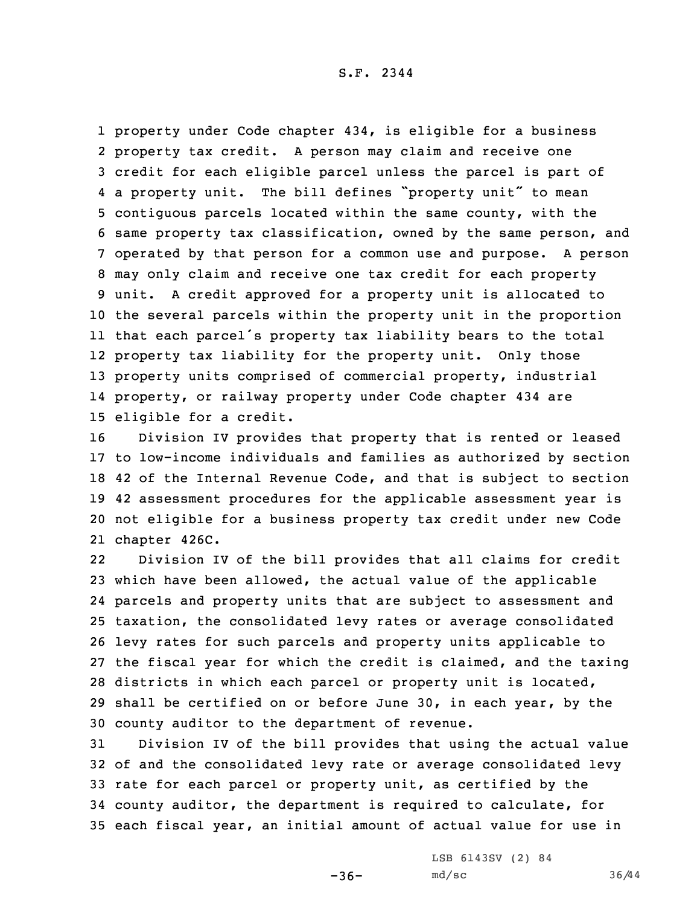property under Code chapter 434, is eligible for a business property tax credit. A person may claim and receive one credit for each eligible parcel unless the parcel is part of a property unit. The bill defines "property unit" to mean contiguous parcels located within the same county, with the same property tax classification, owned by the same person, and operated by that person for a common use and purpose. A person may only claim and receive one tax credit for each property unit. A credit approved for a property unit is allocated to the several parcels within the property unit in the proportion that each parcel's property tax liability bears to the total property tax liability for the property unit. Only those property units comprised of commercial property, industrial property, or railway property under Code chapter 434 are eligible for a credit.

Division IV provides that property that is rented or leased to low-income individuals and families as authorized by section 42 of the Internal Revenue Code, and that is subject to section 42 assessment procedures for the applicable assessment year is not eligible for a business property tax credit under new Code chapter 426C.

Division IV of the bill provides that all claims for credit which have been allowed, the actual value of the applicable parcels and property units that are subject to assessment and taxation, the consolidated levy rates or average consolidated levy rates for such parcels and property units applicable to the fiscal year for which the credit is claimed, and the taxing districts in which each parcel or property unit is located, shall be certified on or before June 30, in each year, by the county auditor to the department of revenue.

Division IV of the bill provides that using the actual value of and the consolidated levy rate or average consolidated levy rate for each parcel or property unit, as certified by the county auditor, the department is required to calculate, for each fiscal year, an initial amount of actual value for use in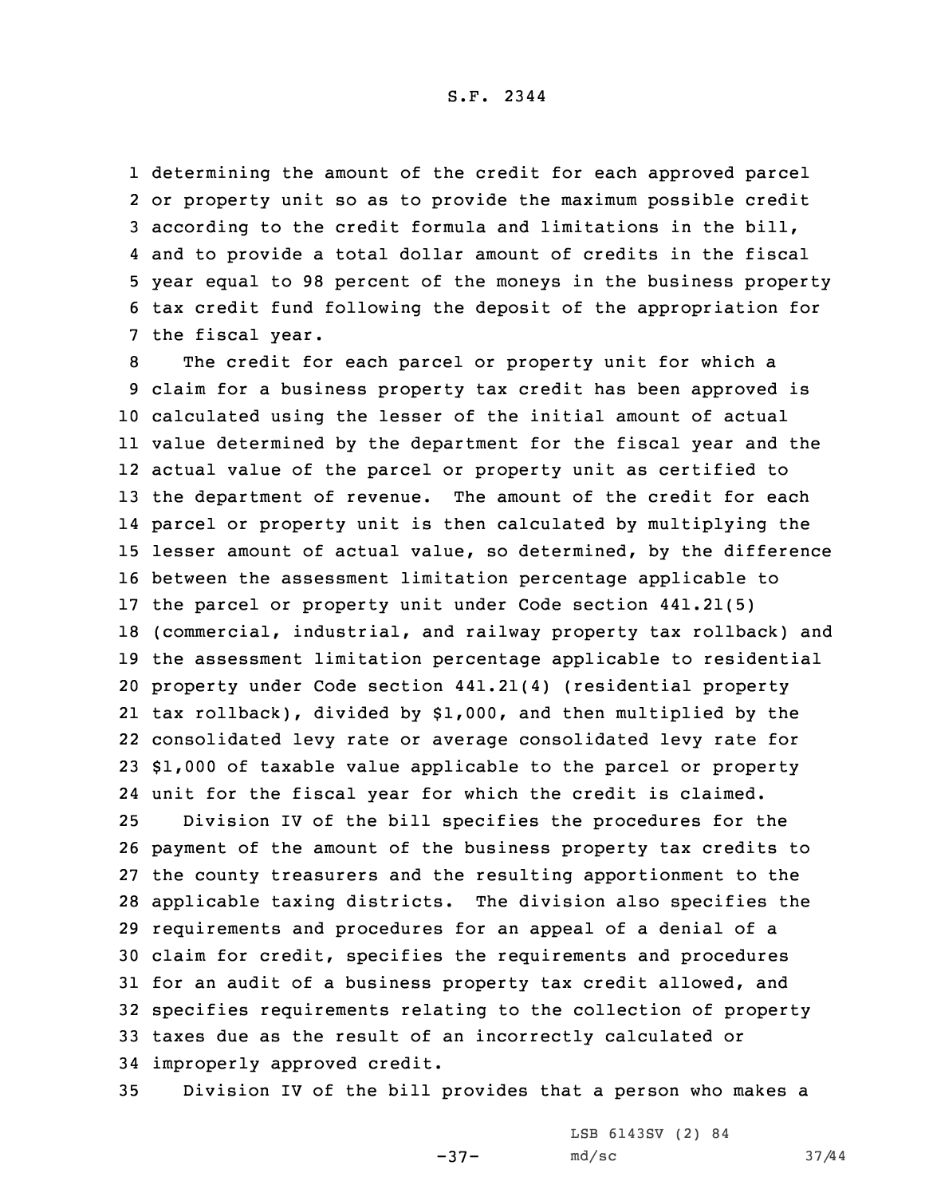determining the amount of the credit for each approved parcel or property unit so as to provide the maximum possible credit according to the credit formula and limitations in the bill, and to provide a total dollar amount of credits in the fiscal year equal to 98 percent of the moneys in the business property tax credit fund following the deposit of the appropriation for the fiscal year.

The credit for each parcel or property unit for which a claim for a business property tax credit has been approved is calculated using the lesser of the initial amount of actual value determined by the department for the fiscal year and the actual value of the parcel or property unit as certified to the department of revenue. The amount of the credit for each parcel or property unit is then calculated by multiplying the lesser amount of actual value, so determined, by the difference between the assessment limitation percentage applicable to the parcel or property unit under Code section 441.21(5) (commercial, industrial, and railway property tax rollback) and the assessment limitation percentage applicable to residential property under Code section 441.21(4) (residential property tax rollback), divided by $1,000, and then multiplied by the consolidated levy rate or average consolidated levy rate for $1,000 of taxable value applicable to the parcel or property unit for the fiscal year for which the credit is claimed.

Division IV of the bill specifies the procedures for the payment of the amount of the business property tax credits to the county treasurers and the resulting apportionment to the applicable taxing districts. The division also specifies the requirements and procedures for an appeal of a denial of a claim for credit, specifies the requirements and procedures for an audit of a business property tax credit allowed, and specifies requirements relating to the collection of property taxes due as the result of an incorrectly calculated or improperly approved credit.

Division IV of the bill provides that a person who makes a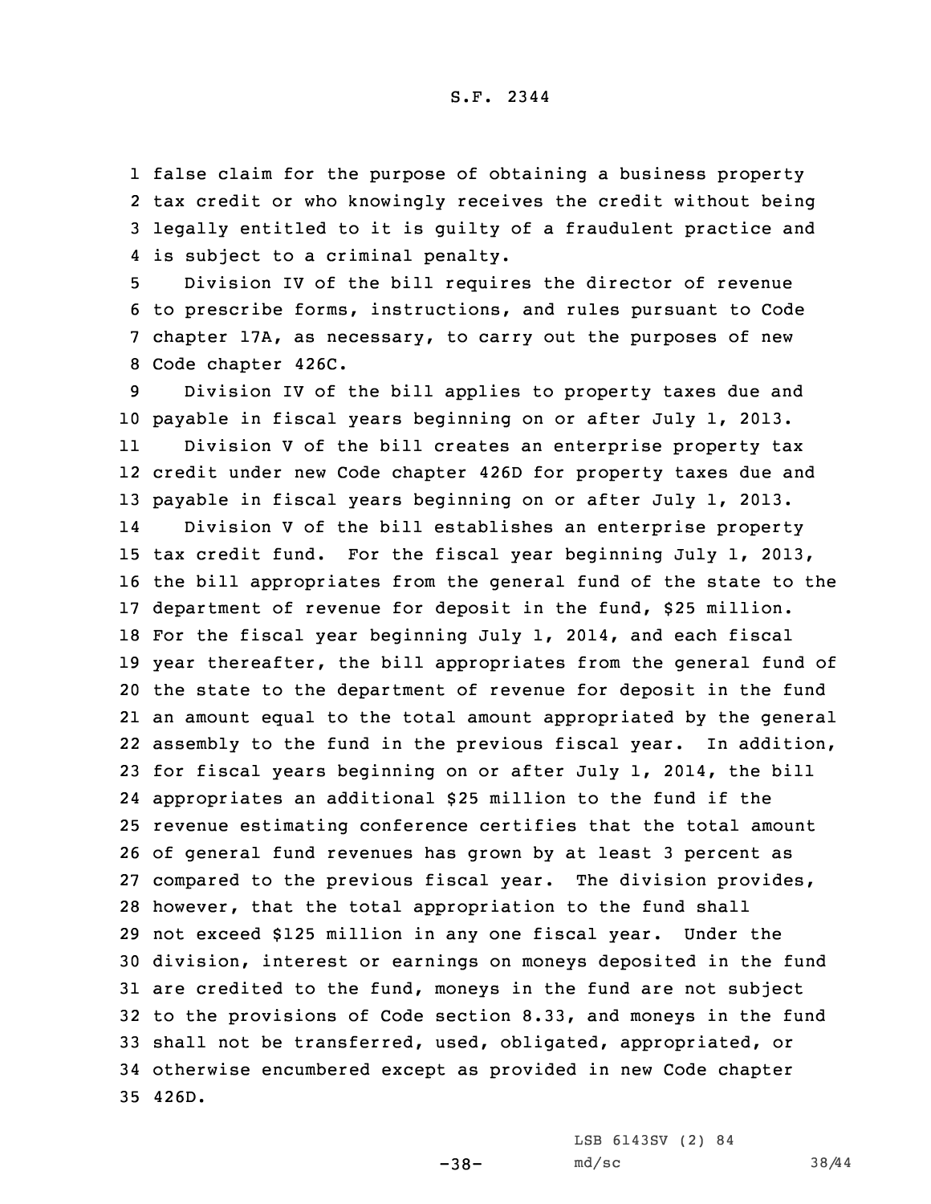false claim for the purpose of obtaining a business property tax credit or who knowingly receives the credit without being legally entitled to it is guilty of a fraudulent practice and is subject to a criminal penalty.

Division IV of the bill requires the director of revenue to prescribe forms, instructions, and rules pursuant to Code chapter 17A, as necessary, to carry out the purposes of new Code chapter 426C.

Division IV of the bill applies to property taxes due and payable in fiscal years beginning on or after July 1, 2013.

Division V of the bill creates an enterprise property tax credit under new Code chapter 426D for property taxes due and payable in fiscal years beginning on or after July 1, 2013.

Division V of the bill establishes an enterprise property tax credit fund. For the fiscal year beginning July 1, 2013, the bill appropriates from the general fund of the state to the department of revenue for deposit in the fund, $25 million. For the fiscal year beginning July 1, 2014, and each fiscal year thereafter, the bill appropriates from the general fund of the state to the department of revenue for deposit in the fund an amount equal to the total amount appropriated by the general assembly to the fund in the previous fiscal year. In addition, for fiscal years beginning on or after July 1, 2014, the bill appropriates an additional $25 million to the fund if the revenue estimating conference certifies that the total amount of general fund revenues has grown by at least 3 percent as compared to the previous fiscal year. The division provides, however, that the total appropriation to the fund shall not exceed $125 million in any one fiscal year. Under the division, interest or earnings on moneys deposited in the fund are credited to the fund, moneys in the fund are not subject to the provisions of Code section 8.33, and moneys in the fund shall not be transferred, used, obligated, appropriated, or otherwise encumbered except as provided in new Code chapter 426D.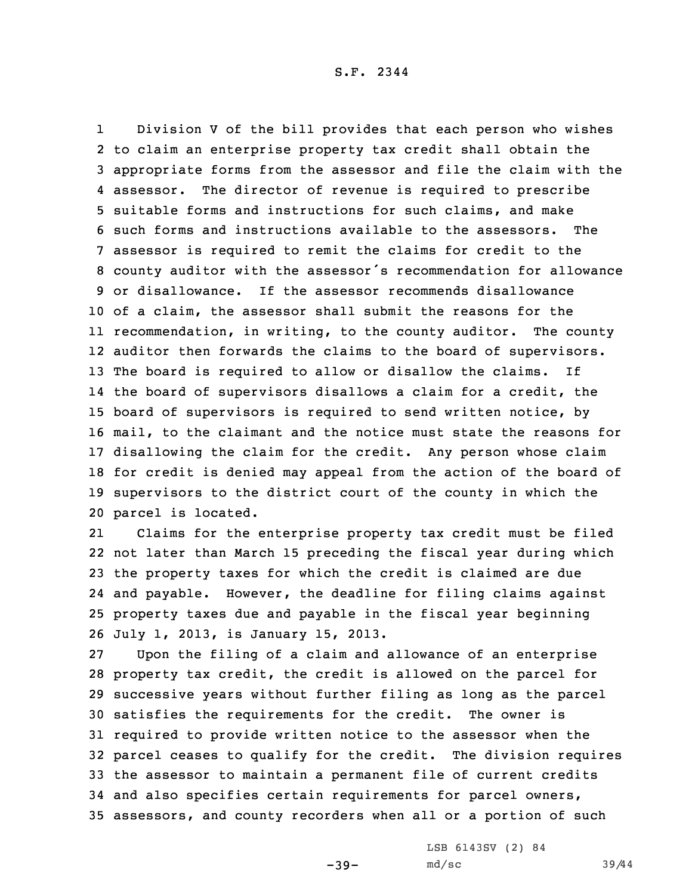Division V of the bill provides that each person who wishes to claim an enterprise property tax credit shall obtain the appropriate forms from the assessor and file the claim with the assessor. The director of revenue is required to prescribe suitable forms and instructions for such claims, and make such forms and instructions available to the assessors. The assessor is required to remit the claims for credit to the county auditor with the assessor's recommendation for allowance or disallowance. If the assessor recommends disallowance of a claim, the assessor shall submit the reasons for the recommendation, in writing, to the county auditor. The county auditor then forwards the claims to the board of supervisors. The board is required to allow or disallow the claims. If the board of supervisors disallows a claim for a credit, the board of supervisors is required to send written notice, by mail, to the claimant and the notice must state the reasons for disallowing the claim for the credit. Any person whose claim for credit is denied may appeal from the action of the board of supervisors to the district court of the county in which the parcel is located.

Claims for the enterprise property tax credit must be filed not later than March 15 preceding the fiscal year during which the property taxes for which the credit is claimed are due and payable. However, the deadline for filing claims against property taxes due and payable in the fiscal year beginning July 1, 2013, is January 15, 2013.

Upon the filing of a claim and allowance of an enterprise property tax credit, the credit is allowed on the parcel for successive years without further filing as long as the parcel satisfies the requirements for the credit. The owner is required to provide written notice to the assessor when the parcel ceases to qualify for the credit. The division requires the assessor to maintain a permanent file of current credits and also specifies certain requirements for parcel owners, assessors, and county recorders when all or a portion of such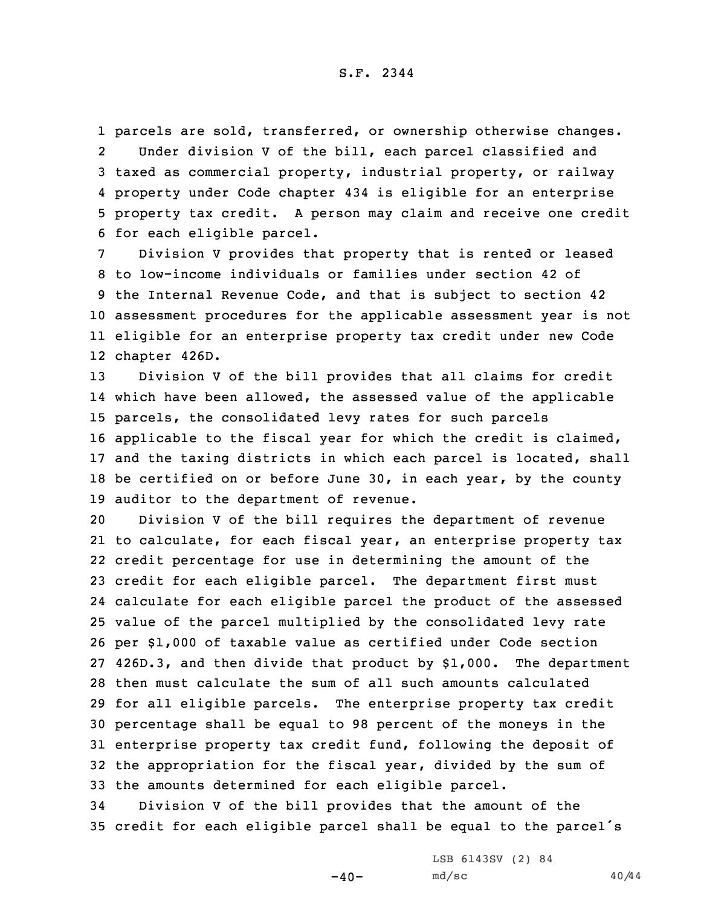parcels are sold, transferred, or ownership otherwise changes.

Under division V of the bill, each parcel classified and taxed as commercial property, industrial property, or railway property under Code chapter 434 is eligible for an enterprise property tax credit. A person may claim and receive one credit for each eligible parcel.

Division V provides that property that is rented or leased to low-income individuals or families under section 42 of the Internal Revenue Code, and that is subject to section 42 assessment procedures for the applicable assessment year is not eligible for an enterprise property tax credit under new Code chapter 426D.

Division V of the bill provides that all claims for credit which have been allowed, the assessed value of the applicable parcels, the consolidated levy rates for such parcels applicable to the fiscal year for which the credit is claimed, and the taxing districts in which each parcel is located, shall be certified on or before June 30, in each year, by the county auditor to the department of revenue.

Division V of the bill requires the department of revenue to calculate, for each fiscal year, an enterprise property tax credit percentage for use in determining the amount of the credit for each eligible parcel. The department first must calculate for each eligible parcel the product of the assessed value of the parcel multiplied by the consolidated levy rate per $1,000 of taxable value as certified under Code section 426D.3, and then divide that product by $1,000. The department then must calculate the sum of all such amounts calculated for all eligible parcels. The enterprise property tax credit percentage shall be equal to 98 percent of the moneys in the enterprise property tax credit fund, following the deposit of the appropriation for the fiscal year, divided by the sum of the amounts determined for each eligible parcel.

Division V of the bill provides that the amount of the credit for each eligible parcel shall be equal to the parcel's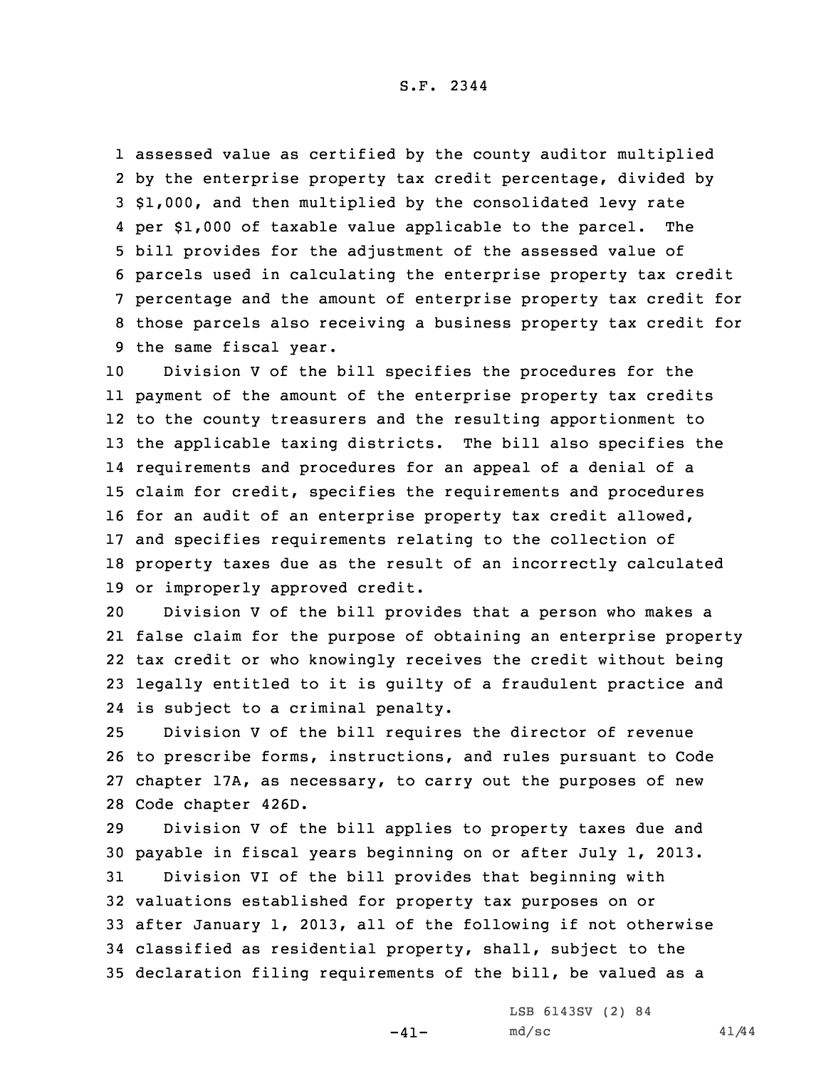assessed value as certified by the county auditor multiplied by the enterprise property tax credit percentage, divided by $1,000, and then multiplied by the consolidated levy rate per $1,000 of taxable value applicable to the parcel. The bill provides for the adjustment of the assessed value of parcels used in calculating the enterprise property tax credit percentage and the amount of enterprise property tax credit for those parcels also receiving a business property tax credit for the same fiscal year.

Division V of the bill specifies the procedures for the payment of the amount of the enterprise property tax credits to the county treasurers and the resulting apportionment to the applicable taxing districts. The bill also specifies the requirements and procedures for an appeal of a denial of a claim for credit, specifies the requirements and procedures for an audit of an enterprise property tax credit allowed, and specifies requirements relating to the collection of property taxes due as the result of an incorrectly calculated or improperly approved credit.

Division V of the bill provides that a person who makes a false claim for the purpose of obtaining an enterprise property tax credit or who knowingly receives the credit without being legally entitled to it is guilty of a fraudulent practice and is subject to a criminal penalty.

Division V of the bill requires the director of revenue to prescribe forms, instructions, and rules pursuant to Code chapter 17A, as necessary, to carry out the purposes of new Code chapter 426D.

Division V of the bill applies to property taxes due and payable in fiscal years beginning on or after July 1, 2013.

Division VI of the bill provides that beginning with valuations established for property tax purposes on or after January 1, 2013, all of the following if not otherwise classified as residential property, shall, subject to the declaration filing requirements of the bill, be valued as a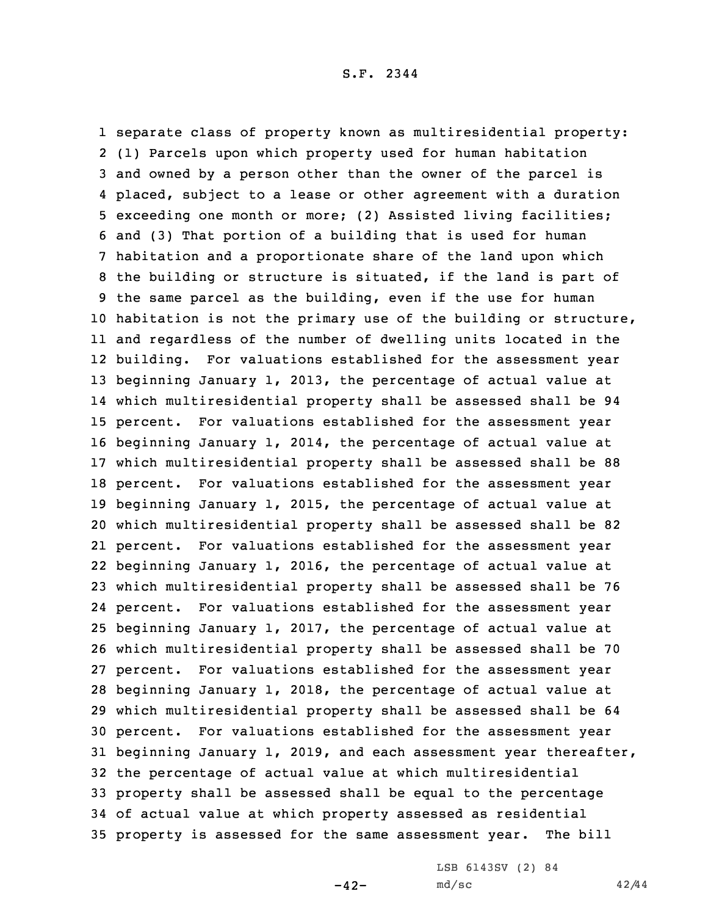separate class of property known as multiresidential property: (1) Parcels upon which property used for human habitation and owned by a person other than the owner of the parcel is placed, subject to a lease or other agreement with a duration exceeding one month or more; (2) Assisted living facilities; and (3) That portion of a building that is used for human habitation and a proportionate share of the land upon which the building or structure is situated, if the land is part of the same parcel as the building, even if the use for human habitation is not the primary use of the building or structure, and regardless of the number of dwelling units located in the building. For valuations established for the assessment year beginning January 1, 2013, the percentage of actual value at which multiresidential property shall be assessed shall be 94 percent. For valuations established for the assessment year beginning January 1, 2014, the percentage of actual value at which multiresidential property shall be assessed shall be 88 percent. For valuations established for the assessment year beginning January 1, 2015, the percentage of actual value at which multiresidential property shall be assessed shall be 82 percent. For valuations established for the assessment year beginning January 1, 2016, the percentage of actual value at which multiresidential property shall be assessed shall be 76 percent. For valuations established for the assessment year beginning January 1, 2017, the percentage of actual value at which multiresidential property shall be assessed shall be 70 percent. For valuations established for the assessment year beginning January 1, 2018, the percentage of actual value at which multiresidential property shall be assessed shall be 64 percent. For valuations established for the assessment year beginning January 1, 2019, and each assessment year thereafter, the percentage of actual value at which multiresidential property shall be assessed shall be equal to the percentage of actual value at which property assessed as residential property is assessed for the same assessment year. The bill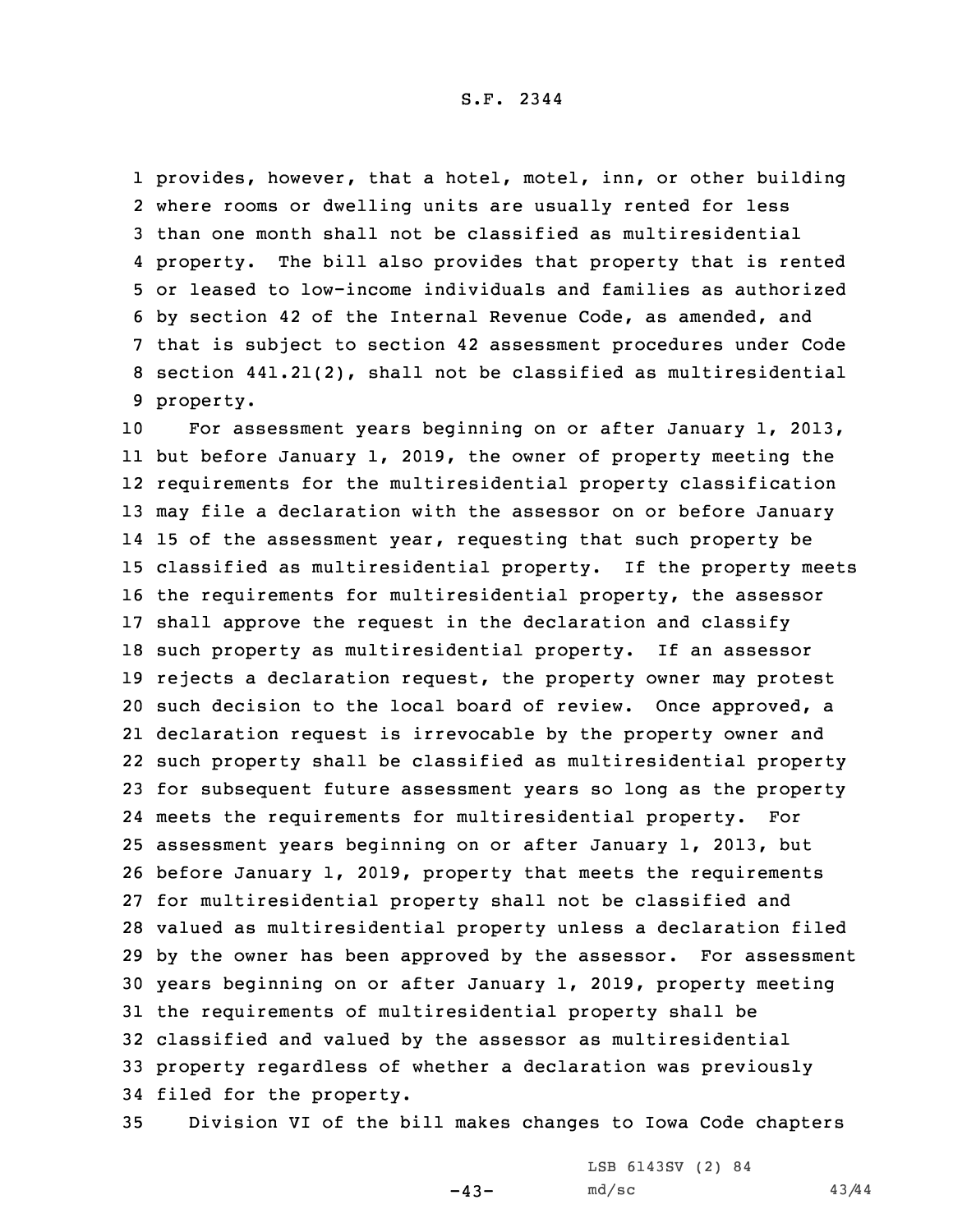provides, however, that a hotel, motel, inn, or other building where rooms or dwelling units are usually rented for less than one month shall not be classified as multiresidential property. The bill also provides that property that is rented or leased to low-income individuals and families as authorized by section 42 of the Internal Revenue Code, as amended, and that is subject to section 42 assessment procedures under Code section 441.21(2), shall not be classified as multiresidential property.

For assessment years beginning on or after January 1, 2013, but before January 1, 2019, the owner of property meeting the requirements for the multiresidential property classification may file a declaration with the assessor on or before January 15 of the assessment year, requesting that such property be classified as multiresidential property. If the property meets the requirements for multiresidential property, the assessor shall approve the request in the declaration and classify such property as multiresidential property. If an assessor rejects a declaration request, the property owner may protest such decision to the local board of review. Once approved, a declaration request is irrevocable by the property owner and such property shall be classified as multiresidential property for subsequent future assessment years so long as the property meets the requirements for multiresidential property. For assessment years beginning on or after January 1, 2013, but before January 1, 2019, property that meets the requirements for multiresidential property shall not be classified and valued as multiresidential property unless a declaration filed by the owner has been approved by the assessor. For assessment years beginning on or after January 1, 2019, property meeting the requirements of multiresidential property shall be classified and valued by the assessor as multiresidential property regardless of whether a declaration was previously filed for the property.

Division VI of the bill makes changes to Iowa Code chapters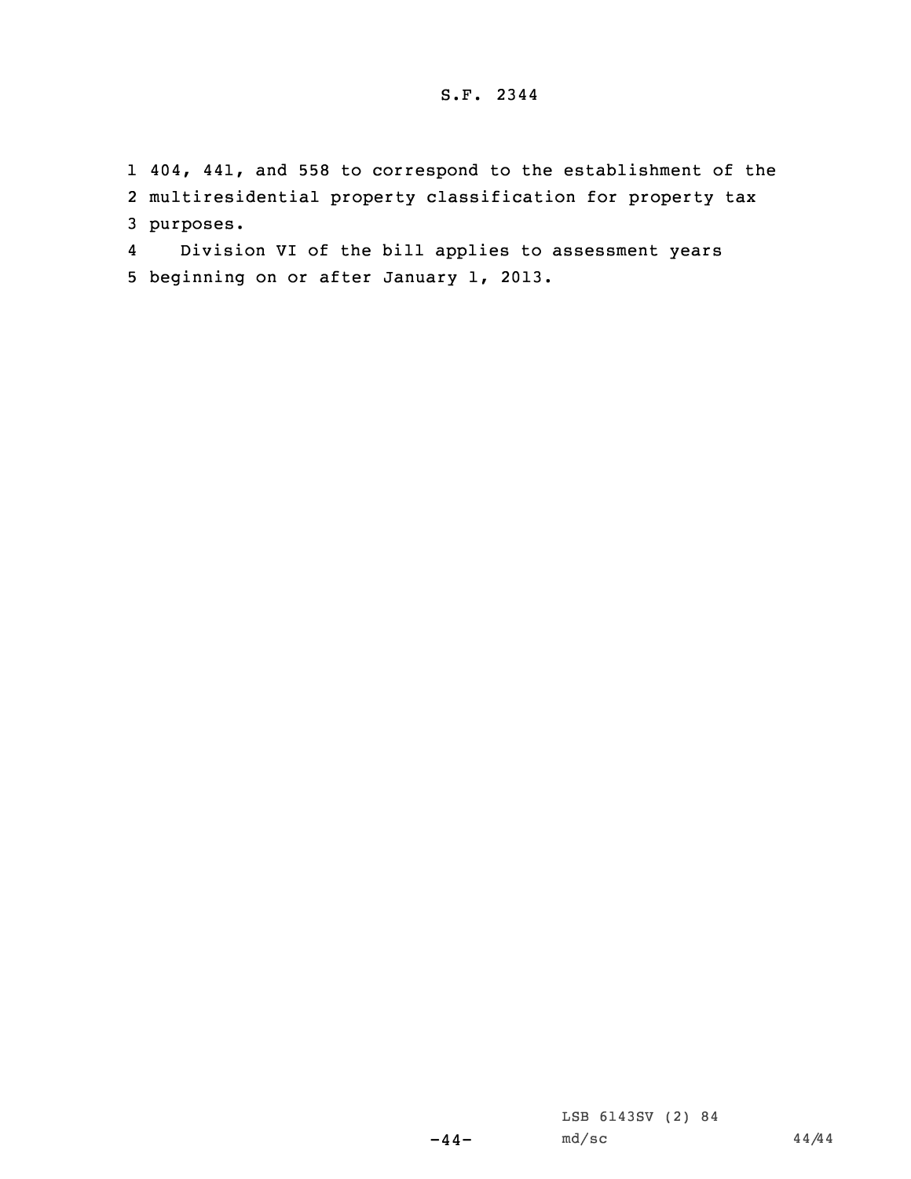404, 441, and 558 to correspond to the establishment of the multiresidential property classification for property tax purposes.

Division VI of the bill applies to assessment years beginning on or after January 1, 2013.